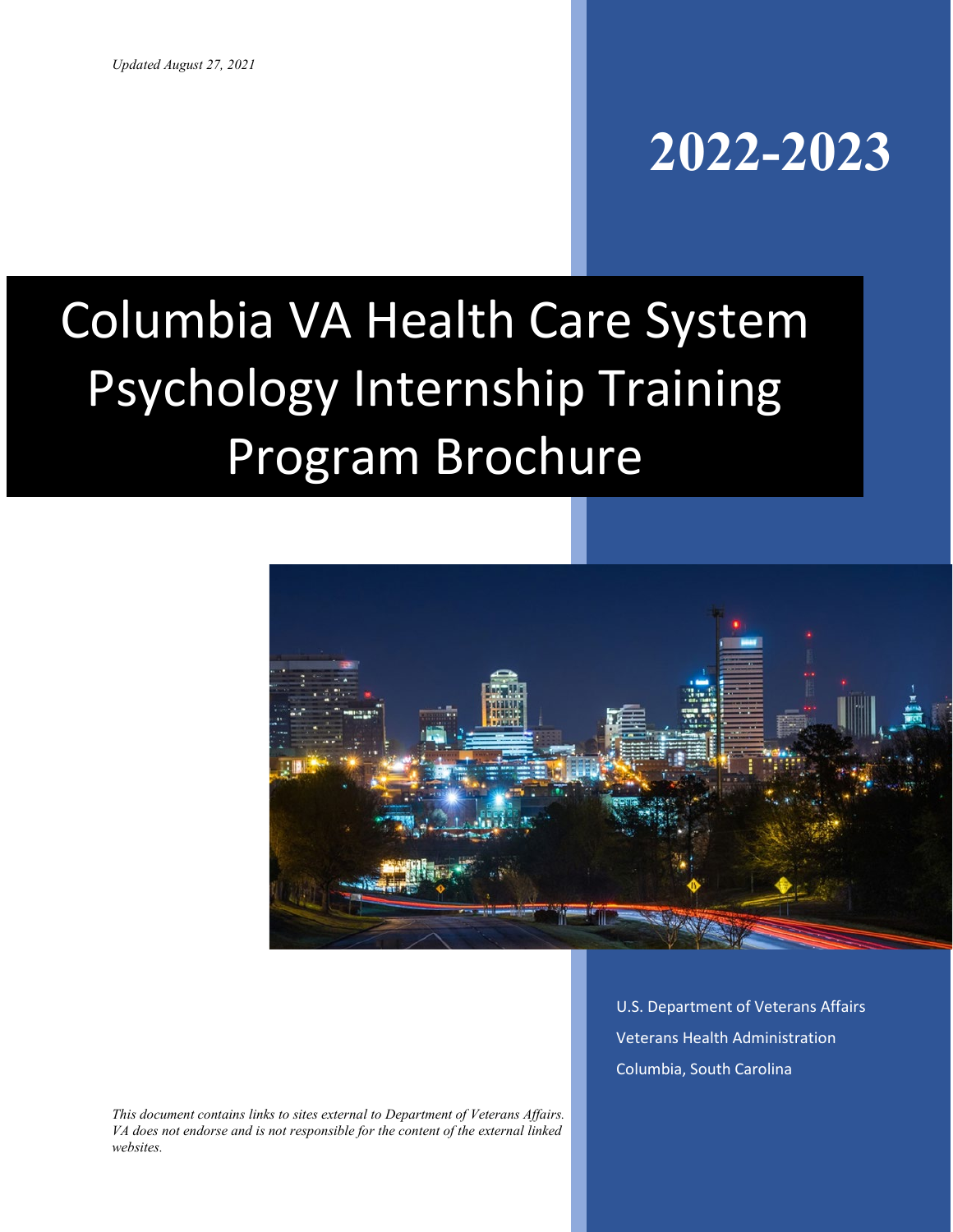*Updated August 27, 2021*

# 2022-2023

# Columbia VA Health Care System Psychology Internship Training Program Brochure

U.S. Department of Veterans Affairs

Veterans Health Administration

Columbia, South Carolina

*This document contains links to sites external to Department of Veterans Affairs. VA does not endorse and is not responsible for the content of the external linked websites.*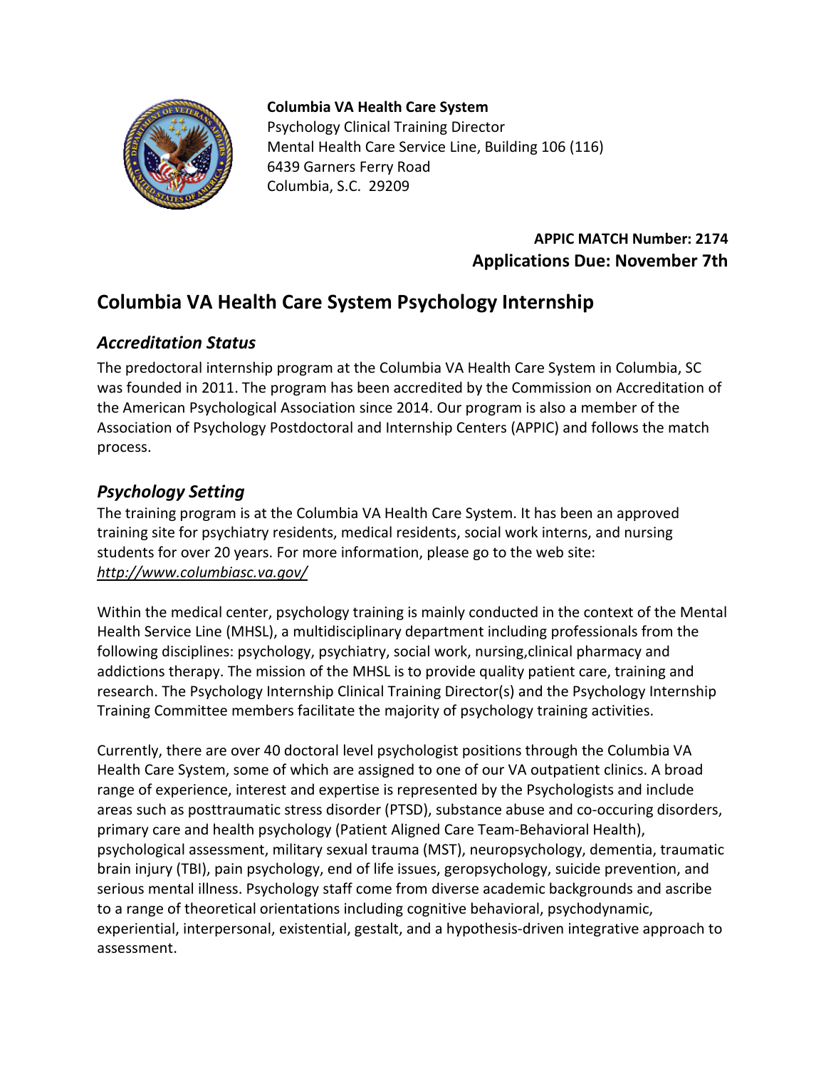**Columbia VA Health Care System**
Psychology Clinical Training Director
Mental Health Care Service Line, Building 106 (116)
6439 Garners Ferry Road
Columbia, S.C. 29209

**APPIC MATCH Number: 2174**
**Applications Due: November 7th**

# Columbia VA Health Care System Psychology Internship

## *Accreditation Status*

The predoctoral internship program at the Columbia VA Health Care System in Columbia, SC was founded in 2011. The program has been accredited by the Commission on Accreditation of the American Psychological Association since 2014. Our program is also a member of the Association of Psychology Postdoctoral and Internship Centers (APPIC) and follows the match process.

## *Psychology Setting*

The training program is at the Columbia VA Health Care System. It has been an approved training site for psychiatry residents, medical residents, social work interns, and nursing students for over 20 years. For more information, please go to the web site: *http://www.columbiasc.va.gov/*

Within the medical center, psychology training is mainly conducted in the context of the Mental Health Service Line (MHSL), a multidisciplinary department including professionals from the following disciplines: psychology, psychiatry, social work, nursing,clinical pharmacy and addictions therapy. The mission of the MHSL is to provide quality patient care, training and research. The Psychology Internship Clinical Training Director(s) and the Psychology Internship Training Committee members facilitate the majority of psychology training activities.

Currently, there are over 40 doctoral level psychologist positions through the Columbia VA Health Care System, some of which are assigned to one of our VA outpatient clinics. A broad range of experience, interest and expertise is represented by the Psychologists and include areas such as posttraumatic stress disorder (PTSD), substance abuse and co-occuring disorders, primary care and health psychology (Patient Aligned Care Team-Behavioral Health), psychological assessment, military sexual trauma (MST), neuropsychology, dementia, traumatic brain injury (TBI), pain psychology, end of life issues, geropsychology, suicide prevention, and serious mental illness. Psychology staff come from diverse academic backgrounds and ascribe to a range of theoretical orientations including cognitive behavioral, psychodynamic, experiential, interpersonal, existential, gestalt, and a hypothesis-driven integrative approach to assessment.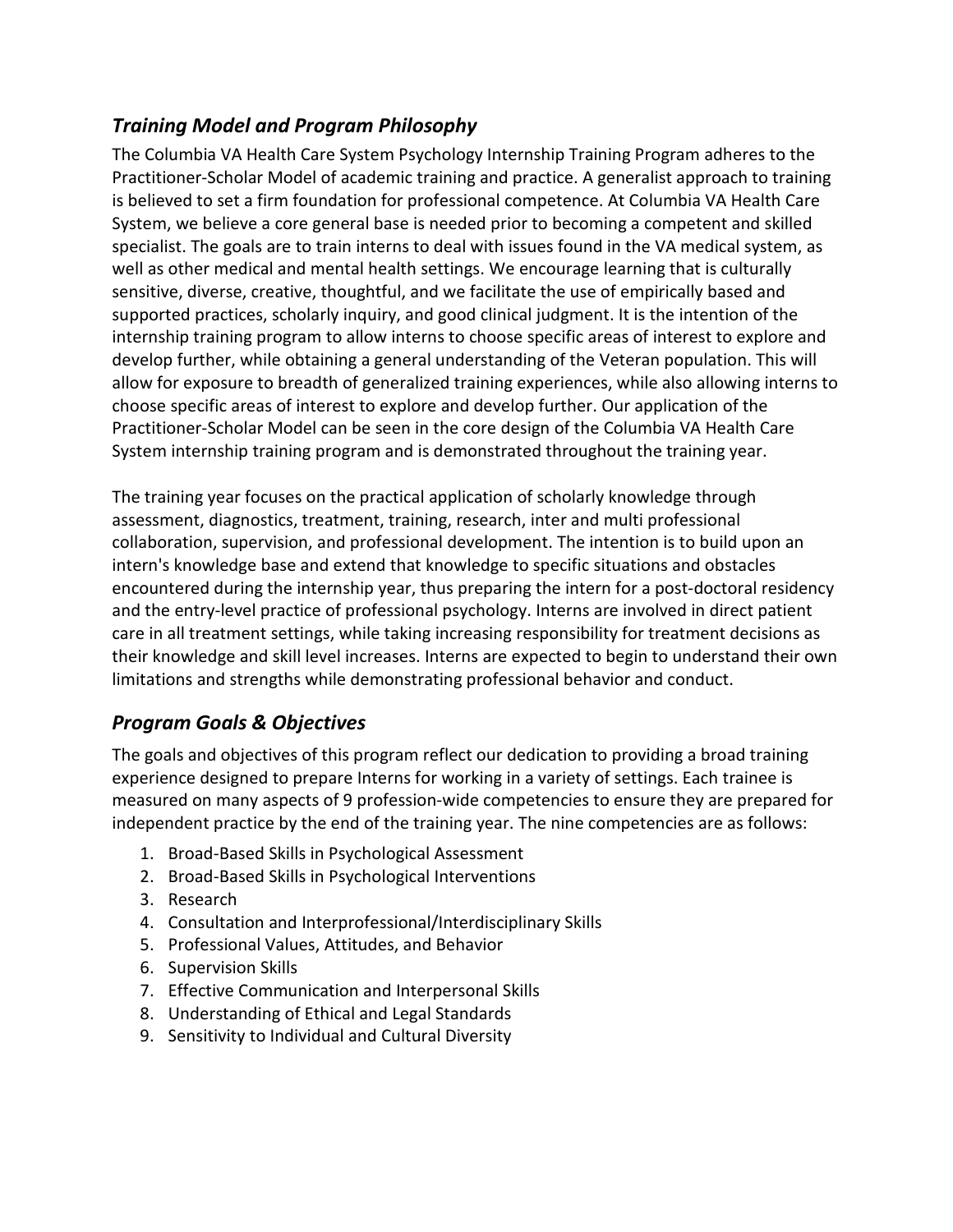## *Training Model and Program Philosophy*

The Columbia VA Health Care System Psychology Internship Training Program adheres to the Practitioner-Scholar Model of academic training and practice. A generalist approach to training is believed to set a firm foundation for professional competence. At Columbia VA Health Care System, we believe a core general base is needed prior to becoming a competent and skilled specialist. The goals are to train interns to deal with issues found in the VA medical system, as well as other medical and mental health settings. We encourage learning that is culturally sensitive, diverse, creative, thoughtful, and we facilitate the use of empirically based and supported practices, scholarly inquiry, and good clinical judgment. It is the intention of the internship training program to allow interns to choose specific areas of interest to explore and develop further, while obtaining a general understanding of the Veteran population. This will allow for exposure to breadth of generalized training experiences, while also allowing interns to choose specific areas of interest to explore and develop further. Our application of the Practitioner-Scholar Model can be seen in the core design of the Columbia VA Health Care System internship training program and is demonstrated throughout the training year.

The training year focuses on the practical application of scholarly knowledge through assessment, diagnostics, treatment, training, research, inter and multi professional collaboration, supervision, and professional development. The intention is to build upon an intern's knowledge base and extend that knowledge to specific situations and obstacles encountered during the internship year, thus preparing the intern for a post-doctoral residency and the entry-level practice of professional psychology. Interns are involved in direct patient care in all treatment settings, while taking increasing responsibility for treatment decisions as their knowledge and skill level increases. Interns are expected to begin to understand their own limitations and strengths while demonstrating professional behavior and conduct.

## *Program Goals & Objectives*

The goals and objectives of this program reflect our dedication to providing a broad training experience designed to prepare Interns for working in a variety of settings. Each trainee is measured on many aspects of 9 profession-wide competencies to ensure they are prepared for independent practice by the end of the training year. The nine competencies are as follows:

1. Broad-Based Skills in Psychological Assessment
2. Broad-Based Skills in Psychological Interventions
3. Research
4. Consultation and Interprofessional/Interdisciplinary Skills
5. Professional Values, Attitudes, and Behavior
6. Supervision Skills
7. Effective Communication and Interpersonal Skills
8. Understanding of Ethical and Legal Standards
9. Sensitivity to Individual and Cultural Diversity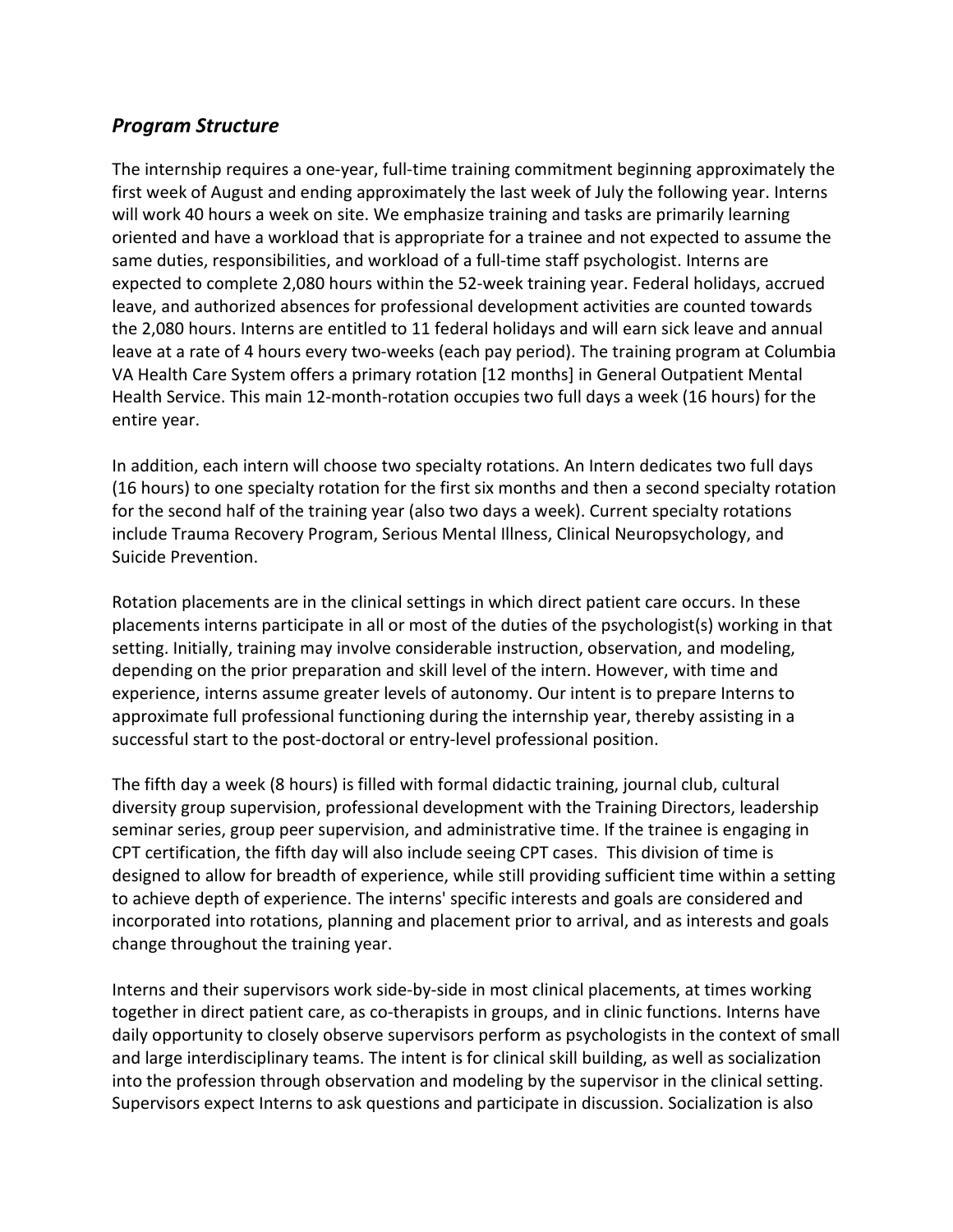### *Program Structure*

The internship requires a one-year, full-time training commitment beginning approximately the first week of August and ending approximately the last week of July the following year. Interns will work 40 hours a week on site. We emphasize training and tasks are primarily learning oriented and have a workload that is appropriate for a trainee and not expected to assume the same duties, responsibilities, and workload of a full-time staff psychologist. Interns are expected to complete 2,080 hours within the 52-week training year. Federal holidays, accrued leave, and authorized absences for professional development activities are counted towards the 2,080 hours. Interns are entitled to 11 federal holidays and will earn sick leave and annual leave at a rate of 4 hours every two-weeks (each pay period). The training program at Columbia VA Health Care System offers a primary rotation [12 months] in General Outpatient Mental Health Service. This main 12-month-rotation occupies two full days a week (16 hours) for the entire year.

In addition, each intern will choose two specialty rotations. An Intern dedicates two full days (16 hours) to one specialty rotation for the first six months and then a second specialty rotation for the second half of the training year (also two days a week). Current specialty rotations include Trauma Recovery Program, Serious Mental Illness, Clinical Neuropsychology, and Suicide Prevention.

Rotation placements are in the clinical settings in which direct patient care occurs. In these placements interns participate in all or most of the duties of the psychologist(s) working in that setting. Initially, training may involve considerable instruction, observation, and modeling, depending on the prior preparation and skill level of the intern. However, with time and experience, interns assume greater levels of autonomy. Our intent is to prepare Interns to approximate full professional functioning during the internship year, thereby assisting in a successful start to the post-doctoral or entry-level professional position.

The fifth day a week (8 hours) is filled with formal didactic training, journal club, cultural diversity group supervision, professional development with the Training Directors, leadership seminar series, group peer supervision, and administrative time. If the trainee is engaging in CPT certification, the fifth day will also include seeing CPT cases. This division of time is designed to allow for breadth of experience, while still providing sufficient time within a setting to achieve depth of experience. The interns' specific interests and goals are considered and incorporated into rotations, planning and placement prior to arrival, and as interests and goals change throughout the training year.

Interns and their supervisors work side-by-side in most clinical placements, at times working together in direct patient care, as co-therapists in groups, and in clinic functions. Interns have daily opportunity to closely observe supervisors perform as psychologists in the context of small and large interdisciplinary teams. The intent is for clinical skill building, as well as socialization into the profession through observation and modeling by the supervisor in the clinical setting. Supervisors expect Interns to ask questions and participate in discussion. Socialization is also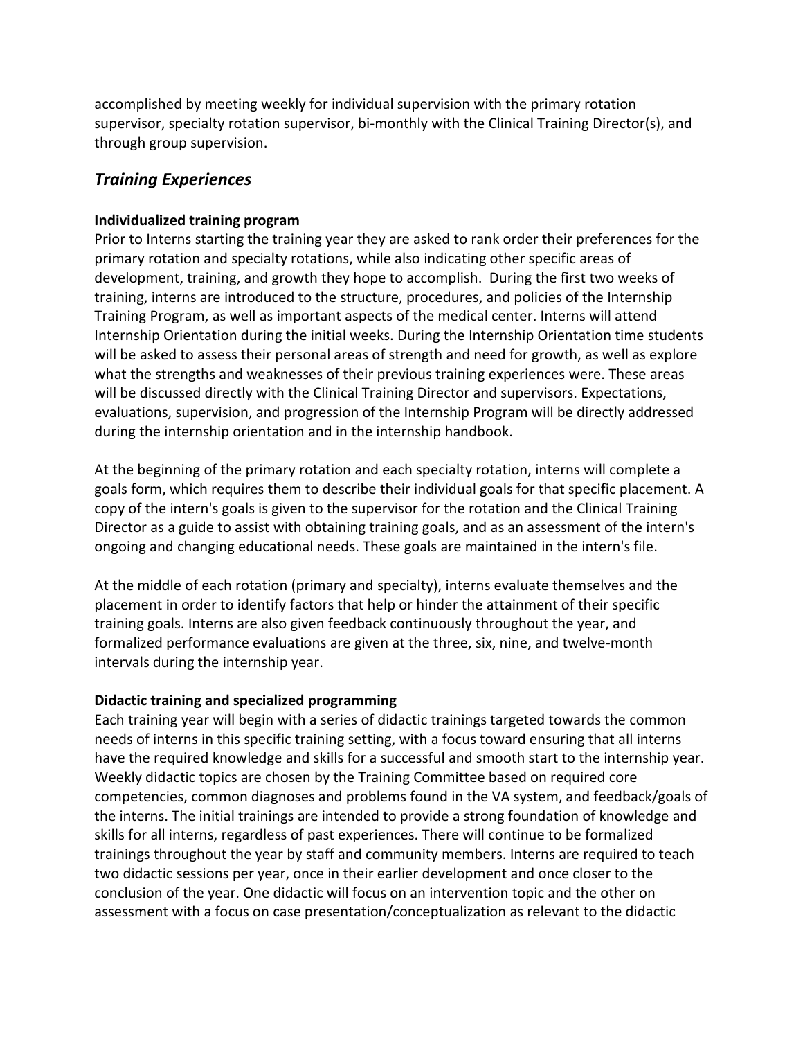accomplished by meeting weekly for individual supervision with the primary rotation supervisor, specialty rotation supervisor, bi-monthly with the Clinical Training Director(s), and through group supervision.

## *Training Experiences*

**Individualized training program**

Prior to Interns starting the training year they are asked to rank order their preferences for the primary rotation and specialty rotations, while also indicating other specific areas of development, training, and growth they hope to accomplish. During the first two weeks of training, interns are introduced to the structure, procedures, and policies of the Internship Training Program, as well as important aspects of the medical center. Interns will attend Internship Orientation during the initial weeks. During the Internship Orientation time students will be asked to assess their personal areas of strength and need for growth, as well as explore what the strengths and weaknesses of their previous training experiences were. These areas will be discussed directly with the Clinical Training Director and supervisors. Expectations, evaluations, supervision, and progression of the Internship Program will be directly addressed during the internship orientation and in the internship handbook.

At the beginning of the primary rotation and each specialty rotation, interns will complete a goals form, which requires them to describe their individual goals for that specific placement. A copy of the intern's goals is given to the supervisor for the rotation and the Clinical Training Director as a guide to assist with obtaining training goals, and as an assessment of the intern's ongoing and changing educational needs. These goals are maintained in the intern's file.

At the middle of each rotation (primary and specialty), interns evaluate themselves and the placement in order to identify factors that help or hinder the attainment of their specific training goals. Interns are also given feedback continuously throughout the year, and formalized performance evaluations are given at the three, six, nine, and twelve-month intervals during the internship year.

**Didactic training and specialized programming**

Each training year will begin with a series of didactic trainings targeted towards the common needs of interns in this specific training setting, with a focus toward ensuring that all interns have the required knowledge and skills for a successful and smooth start to the internship year. Weekly didactic topics are chosen by the Training Committee based on required core competencies, common diagnoses and problems found in the VA system, and feedback/goals of the interns. The initial trainings are intended to provide a strong foundation of knowledge and skills for all interns, regardless of past experiences. There will continue to be formalized trainings throughout the year by staff and community members. Interns are required to teach two didactic sessions per year, once in their earlier development and once closer to the conclusion of the year. One didactic will focus on an intervention topic and the other on assessment with a focus on case presentation/conceptualization as relevant to the didactic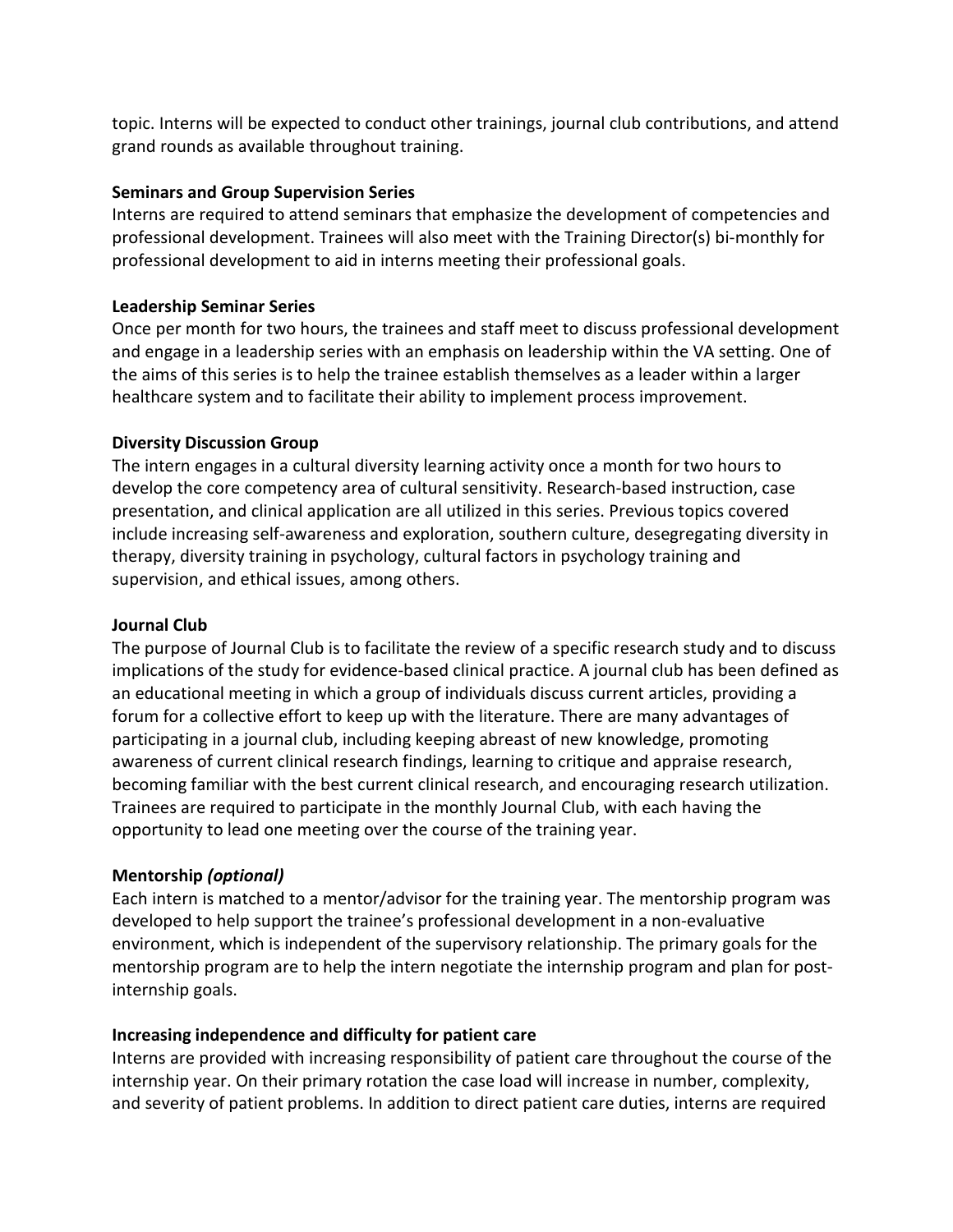topic. Interns will be expected to conduct other trainings, journal club contributions, and attend grand rounds as available throughout training.

**Seminars and Group Supervision Series**

Interns are required to attend seminars that emphasize the development of competencies and professional development. Trainees will also meet with the Training Director(s) bi-monthly for professional development to aid in interns meeting their professional goals.

**Leadership Seminar Series**

Once per month for two hours, the trainees and staff meet to discuss professional development and engage in a leadership series with an emphasis on leadership within the VA setting. One of the aims of this series is to help the trainee establish themselves as a leader within a larger healthcare system and to facilitate their ability to implement process improvement.

**Diversity Discussion Group**

The intern engages in a cultural diversity learning activity once a month for two hours to develop the core competency area of cultural sensitivity. Research-based instruction, case presentation, and clinical application are all utilized in this series. Previous topics covered include increasing self-awareness and exploration, southern culture, desegregating diversity in therapy, diversity training in psychology, cultural factors in psychology training and supervision, and ethical issues, among others.

**Journal Club**

The purpose of Journal Club is to facilitate the review of a specific research study and to discuss implications of the study for evidence-based clinical practice. A journal club has been defined as an educational meeting in which a group of individuals discuss current articles, providing a forum for a collective effort to keep up with the literature. There are many advantages of participating in a journal club, including keeping abreast of new knowledge, promoting awareness of current clinical research findings, learning to critique and appraise research, becoming familiar with the best current clinical research, and encouraging research utilization. Trainees are required to participate in the monthly Journal Club, with each having the opportunity to lead one meeting over the course of the training year.

**Mentorship *(optional)***

Each intern is matched to a mentor/advisor for the training year. The mentorship program was developed to help support the trainee's professional development in a non-evaluative environment, which is independent of the supervisory relationship. The primary goals for the mentorship program are to help the intern negotiate the internship program and plan for post-internship goals.

**Increasing independence and difficulty for patient care**

Interns are provided with increasing responsibility of patient care throughout the course of the internship year. On their primary rotation the case load will increase in number, complexity, and severity of patient problems. In addition to direct patient care duties, interns are required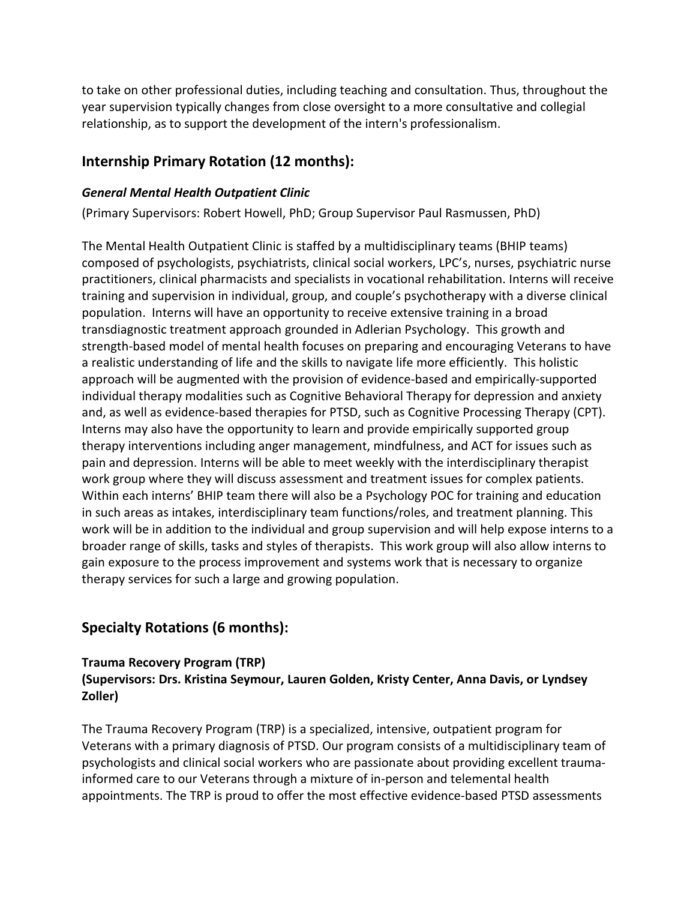to take on other professional duties, including teaching and consultation. Thus, throughout the year supervision typically changes from close oversight to a more consultative and collegial relationship, as to support the development of the intern's professionalism.

## Internship Primary Rotation (12 months):

### *General Mental Health Outpatient Clinic*

(Primary Supervisors: Robert Howell, PhD; Group Supervisor Paul Rasmussen, PhD)

The Mental Health Outpatient Clinic is staffed by a multidisciplinary teams (BHIP teams) composed of psychologists, psychiatrists, clinical social workers, LPC's, nurses, psychiatric nurse practitioners, clinical pharmacists and specialists in vocational rehabilitation. Interns will receive training and supervision in individual, group, and couple's psychotherapy with a diverse clinical population. Interns will have an opportunity to receive extensive training in a broad transdiagnostic treatment approach grounded in Adlerian Psychology. This growth and strength-based model of mental health focuses on preparing and encouraging Veterans to have a realistic understanding of life and the skills to navigate life more efficiently. This holistic approach will be augmented with the provision of evidence-based and empirically-supported individual therapy modalities such as Cognitive Behavioral Therapy for depression and anxiety and, as well as evidence-based therapies for PTSD, such as Cognitive Processing Therapy (CPT). Interns may also have the opportunity to learn and provide empirically supported group therapy interventions including anger management, mindfulness, and ACT for issues such as pain and depression. Interns will be able to meet weekly with the interdisciplinary therapist work group where they will discuss assessment and treatment issues for complex patients. Within each interns' BHIP team there will also be a Psychology POC for training and education in such areas as intakes, interdisciplinary team functions/roles, and treatment planning. This work will be in addition to the individual and group supervision and will help expose interns to a broader range of skills, tasks and styles of therapists. This work group will also allow interns to gain exposure to the process improvement and systems work that is necessary to organize therapy services for such a large and growing population.

## Specialty Rotations (6 months):

### Trauma Recovery Program (TRP)
### (Supervisors: Drs. Kristina Seymour, Lauren Golden, Kristy Center, Anna Davis, or Lyndsey Zoller)

The Trauma Recovery Program (TRP) is a specialized, intensive, outpatient program for Veterans with a primary diagnosis of PTSD. Our program consists of a multidisciplinary team of psychologists and clinical social workers who are passionate about providing excellent trauma-informed care to our Veterans through a mixture of in-person and telemental health appointments. The TRP is proud to offer the most effective evidence-based PTSD assessments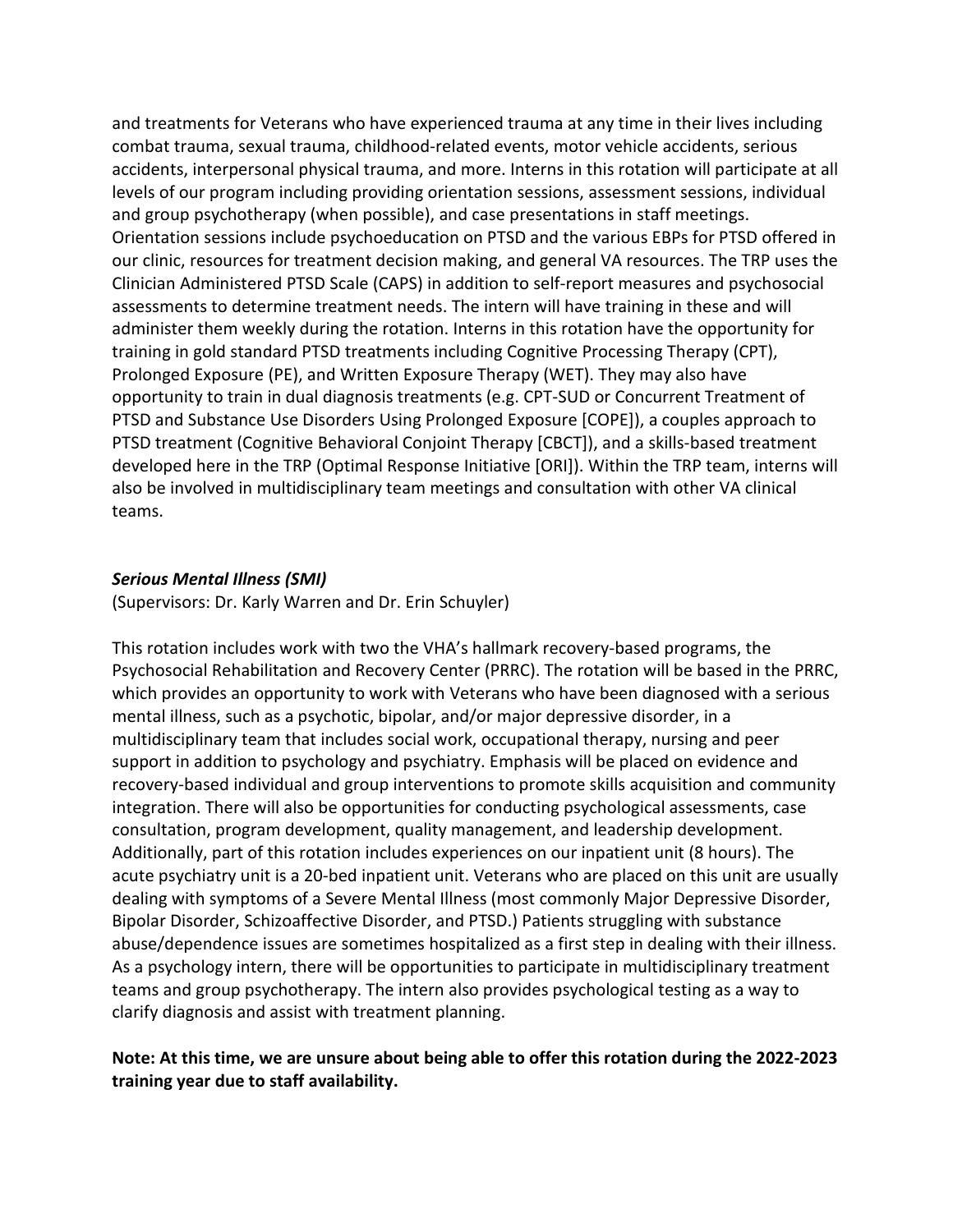and treatments for Veterans who have experienced trauma at any time in their lives including combat trauma, sexual trauma, childhood-related events, motor vehicle accidents, serious accidents, interpersonal physical trauma, and more. Interns in this rotation will participate at all levels of our program including providing orientation sessions, assessment sessions, individual and group psychotherapy (when possible), and case presentations in staff meetings. Orientation sessions include psychoeducation on PTSD and the various EBPs for PTSD offered in our clinic, resources for treatment decision making, and general VA resources. The TRP uses the Clinician Administered PTSD Scale (CAPS) in addition to self-report measures and psychosocial assessments to determine treatment needs. The intern will have training in these and will administer them weekly during the rotation. Interns in this rotation have the opportunity for training in gold standard PTSD treatments including Cognitive Processing Therapy (CPT), Prolonged Exposure (PE), and Written Exposure Therapy (WET). They may also have opportunity to train in dual diagnosis treatments (e.g. CPT-SUD or Concurrent Treatment of PTSD and Substance Use Disorders Using Prolonged Exposure [COPE]), a couples approach to PTSD treatment (Cognitive Behavioral Conjoint Therapy [CBCT]), and a skills-based treatment developed here in the TRP (Optimal Response Initiative [ORI]). Within the TRP team, interns will also be involved in multidisciplinary team meetings and consultation with other VA clinical teams.

***Serious Mental Illness (SMI)***

(Supervisors: Dr. Karly Warren and Dr. Erin Schuyler)

This rotation includes work with two the VHA's hallmark recovery-based programs, the Psychosocial Rehabilitation and Recovery Center (PRRC). The rotation will be based in the PRRC, which provides an opportunity to work with Veterans who have been diagnosed with a serious mental illness, such as a psychotic, bipolar, and/or major depressive disorder, in a multidisciplinary team that includes social work, occupational therapy, nursing and peer support in addition to psychology and psychiatry. Emphasis will be placed on evidence and recovery-based individual and group interventions to promote skills acquisition and community integration. There will also be opportunities for conducting psychological assessments, case consultation, program development, quality management, and leadership development. Additionally, part of this rotation includes experiences on our inpatient unit (8 hours). The acute psychiatry unit is a 20-bed inpatient unit. Veterans who are placed on this unit are usually dealing with symptoms of a Severe Mental Illness (most commonly Major Depressive Disorder, Bipolar Disorder, Schizoaffective Disorder, and PTSD.) Patients struggling with substance abuse/dependence issues are sometimes hospitalized as a first step in dealing with their illness. As a psychology intern, there will be opportunities to participate in multidisciplinary treatment teams and group psychotherapy. The intern also provides psychological testing as a way to clarify diagnosis and assist with treatment planning.

**Note: At this time, we are unsure about being able to offer this rotation during the 2022-2023 training year due to staff availability.**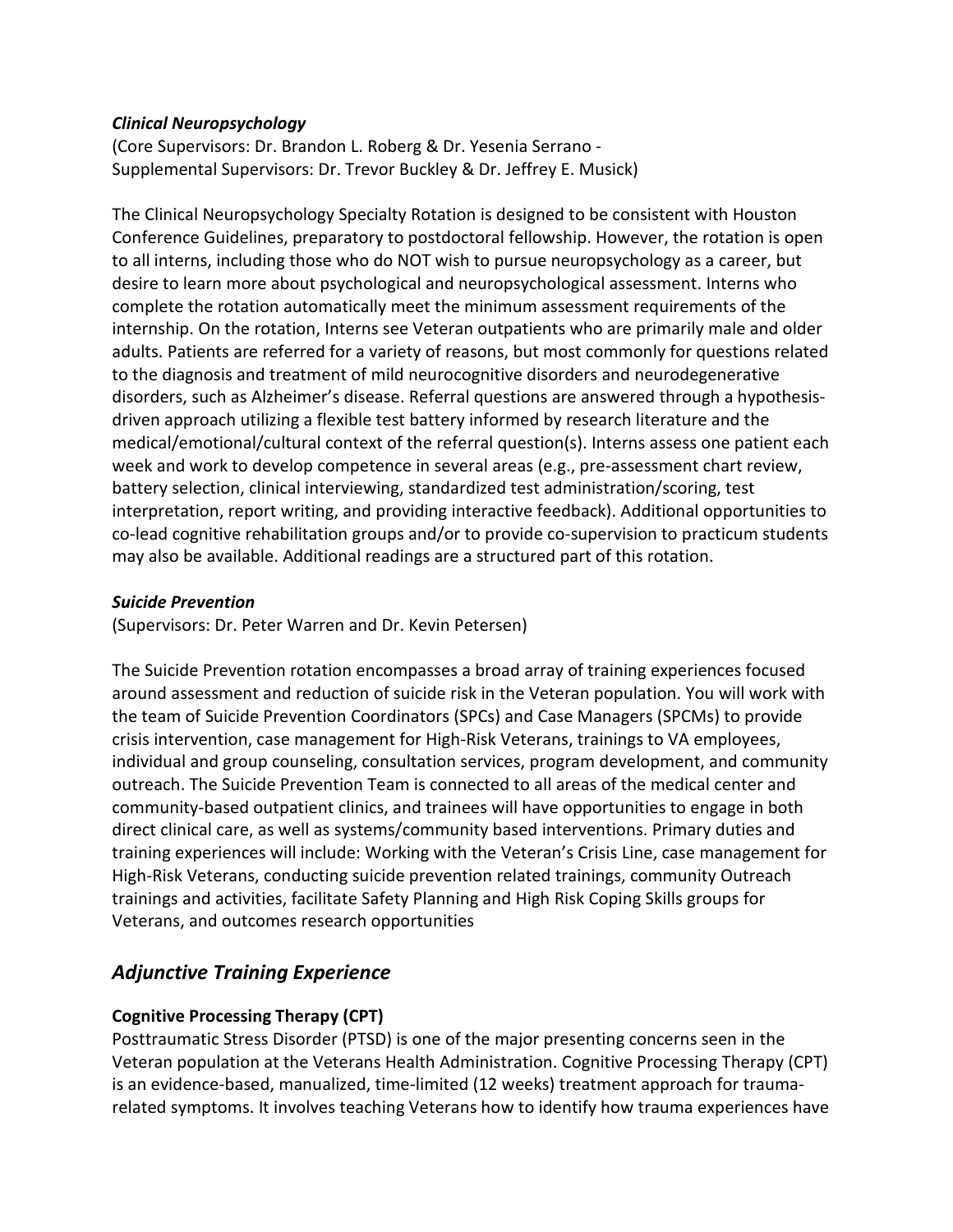***Clinical Neuropsychology***

(Core Supervisors: Dr. Brandon L. Roberg & Dr. Yesenia Serrano - Supplemental Supervisors: Dr. Trevor Buckley & Dr. Jeffrey E. Musick)

The Clinical Neuropsychology Specialty Rotation is designed to be consistent with Houston Conference Guidelines, preparatory to postdoctoral fellowship. However, the rotation is open to all interns, including those who do NOT wish to pursue neuropsychology as a career, but desire to learn more about psychological and neuropsychological assessment. Interns who complete the rotation automatically meet the minimum assessment requirements of the internship. On the rotation, Interns see Veteran outpatients who are primarily male and older adults. Patients are referred for a variety of reasons, but most commonly for questions related to the diagnosis and treatment of mild neurocognitive disorders and neurodegenerative disorders, such as Alzheimer's disease. Referral questions are answered through a hypothesis-driven approach utilizing a flexible test battery informed by research literature and the medical/emotional/cultural context of the referral question(s). Interns assess one patient each week and work to develop competence in several areas (e.g., pre-assessment chart review, battery selection, clinical interviewing, standardized test administration/scoring, test interpretation, report writing, and providing interactive feedback). Additional opportunities to co-lead cognitive rehabilitation groups and/or to provide co-supervision to practicum students may also be available. Additional readings are a structured part of this rotation.

***Suicide Prevention***

(Supervisors: Dr. Peter Warren and Dr. Kevin Petersen)

The Suicide Prevention rotation encompasses a broad array of training experiences focused around assessment and reduction of suicide risk in the Veteran population. You will work with the team of Suicide Prevention Coordinators (SPCs) and Case Managers (SPCMs) to provide crisis intervention, case management for High-Risk Veterans, trainings to VA employees, individual and group counseling, consultation services, program development, and community outreach. The Suicide Prevention Team is connected to all areas of the medical center and community-based outpatient clinics, and trainees will have opportunities to engage in both direct clinical care, as well as systems/community based interventions. Primary duties and training experiences will include: Working with the Veteran's Crisis Line, case management for High-Risk Veterans, conducting suicide prevention related trainings, community Outreach trainings and activities, facilitate Safety Planning and High Risk Coping Skills groups for Veterans, and outcomes research opportunities

## *Adjunctive Training Experience*

**Cognitive Processing Therapy (CPT)**

Posttraumatic Stress Disorder (PTSD) is one of the major presenting concerns seen in the Veteran population at the Veterans Health Administration. Cognitive Processing Therapy (CPT) is an evidence-based, manualized, time-limited (12 weeks) treatment approach for trauma-related symptoms. It involves teaching Veterans how to identify how trauma experiences have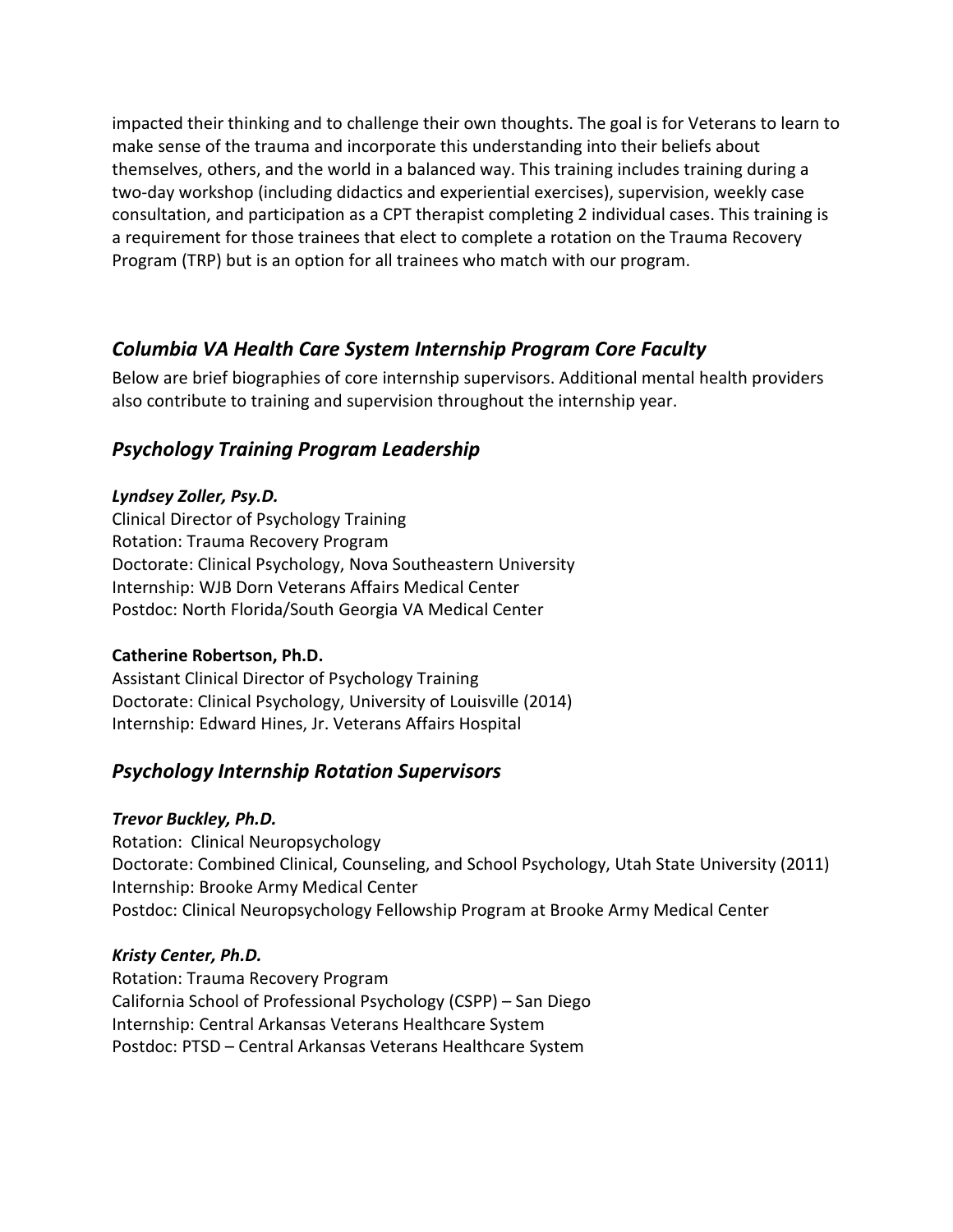impacted their thinking and to challenge their own thoughts. The goal is for Veterans to learn to make sense of the trauma and incorporate this understanding into their beliefs about themselves, others, and the world in a balanced way. This training includes training during a two-day workshop (including didactics and experiential exercises), supervision, weekly case consultation, and participation as a CPT therapist completing 2 individual cases. This training is a requirement for those trainees that elect to complete a rotation on the Trauma Recovery Program (TRP) but is an option for all trainees who match with our program.

## *Columbia VA Health Care System Internship Program Core Faculty*

Below are brief biographies of core internship supervisors. Additional mental health providers also contribute to training and supervision throughout the internship year.

## *Psychology Training Program Leadership*

***Lyndsey Zoller, Psy.D.***
Clinical Director of Psychology Training
Rotation: Trauma Recovery Program
Doctorate: Clinical Psychology, Nova Southeastern University
Internship: WJB Dorn Veterans Affairs Medical Center
Postdoc: North Florida/South Georgia VA Medical Center

**Catherine Robertson, Ph.D.**
Assistant Clinical Director of Psychology Training
Doctorate: Clinical Psychology, University of Louisville (2014)
Internship: Edward Hines, Jr. Veterans Affairs Hospital

## *Psychology Internship Rotation Supervisors*

***Trevor Buckley, Ph.D.***
Rotation: Clinical Neuropsychology
Doctorate: Combined Clinical, Counseling, and School Psychology, Utah State University (2011)
Internship: Brooke Army Medical Center
Postdoc: Clinical Neuropsychology Fellowship Program at Brooke Army Medical Center

***Kristy Center, Ph.D.***
Rotation: Trauma Recovery Program
California School of Professional Psychology (CSPP) – San Diego
Internship: Central Arkansas Veterans Healthcare System
Postdoc: PTSD – Central Arkansas Veterans Healthcare System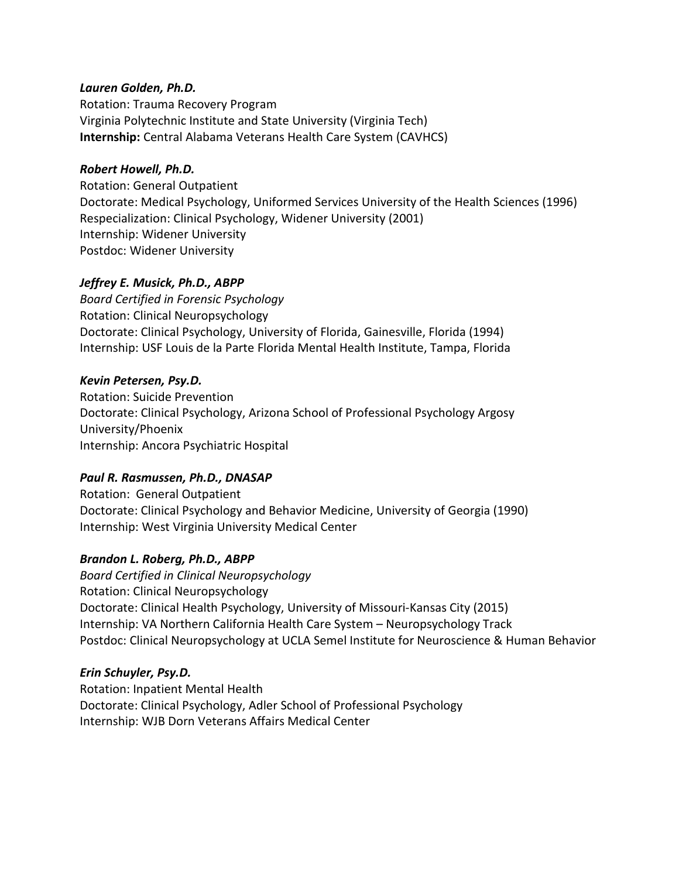***Lauren Golden, Ph.D.***
Rotation: Trauma Recovery Program
Virginia Polytechnic Institute and State University (Virginia Tech)
**Internship:** Central Alabama Veterans Health Care System (CAVHCS)

***Robert Howell, Ph.D.***
Rotation: General Outpatient
Doctorate: Medical Psychology, Uniformed Services University of the Health Sciences (1996)
Respecialization: Clinical Psychology, Widener University (2001)
Internship: Widener University
Postdoc: Widener University

***Jeffrey E. Musick, Ph.D., ABPP***
*Board Certified in Forensic Psychology*
Rotation: Clinical Neuropsychology
Doctorate: Clinical Psychology, University of Florida, Gainesville, Florida (1994)
Internship: USF Louis de la Parte Florida Mental Health Institute, Tampa, Florida

***Kevin Petersen, Psy.D.***
Rotation: Suicide Prevention
Doctorate: Clinical Psychology, Arizona School of Professional Psychology Argosy University/Phoenix
Internship: Ancora Psychiatric Hospital

***Paul R. Rasmussen, Ph.D., DNASAP***
Rotation: General Outpatient
Doctorate: Clinical Psychology and Behavior Medicine, University of Georgia (1990)
Internship: West Virginia University Medical Center

***Brandon L. Roberg, Ph.D., ABPP***
*Board Certified in Clinical Neuropsychology*
Rotation: Clinical Neuropsychology
Doctorate: Clinical Health Psychology, University of Missouri-Kansas City (2015)
Internship: VA Northern California Health Care System – Neuropsychology Track
Postdoc: Clinical Neuropsychology at UCLA Semel Institute for Neuroscience & Human Behavior

***Erin Schuyler, Psy.D.***
Rotation: Inpatient Mental Health
Doctorate: Clinical Psychology, Adler School of Professional Psychology
Internship: WJB Dorn Veterans Affairs Medical Center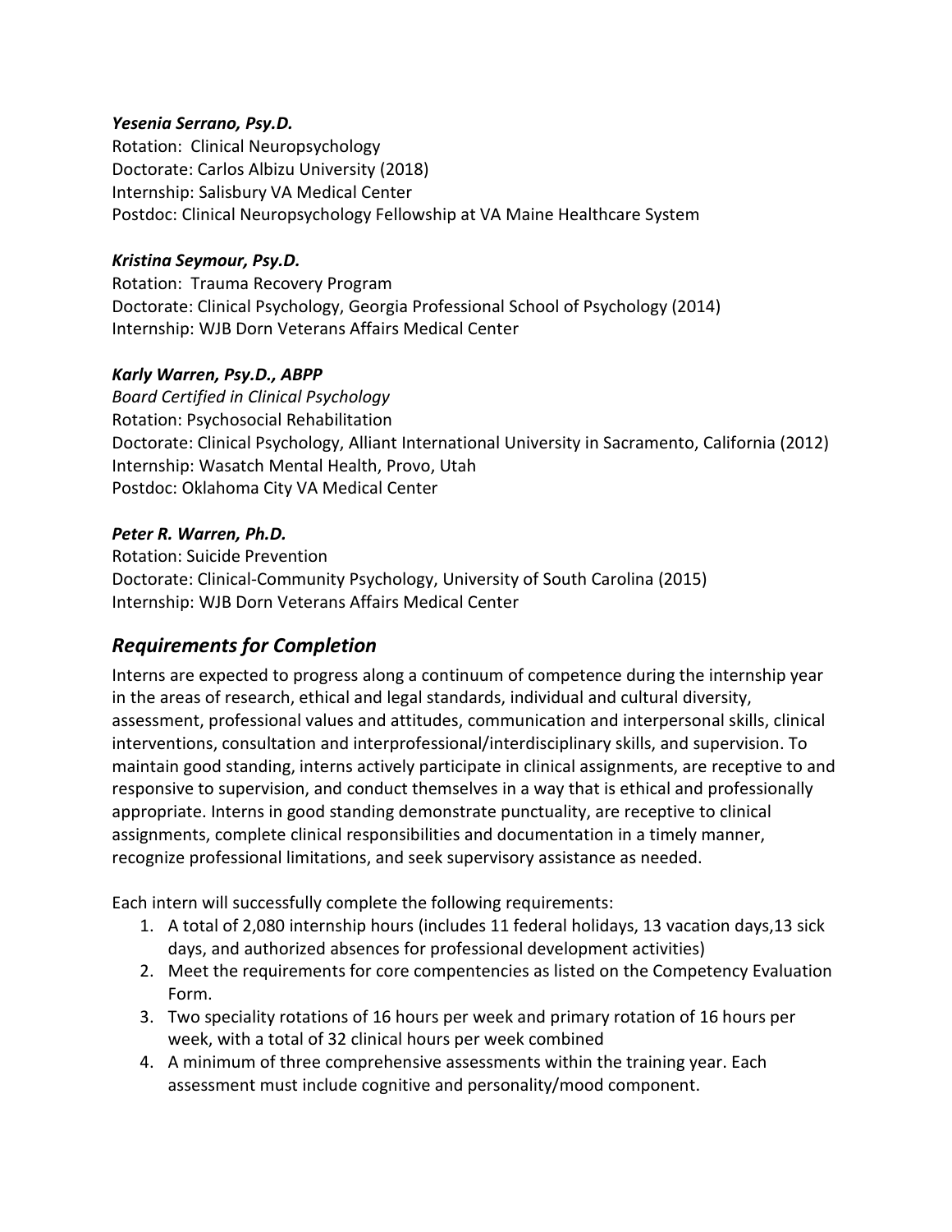***Yesenia Serrano, Psy.D.***
Rotation: Clinical Neuropsychology
Doctorate: Carlos Albizu University (2018)
Internship: Salisbury VA Medical Center
Postdoc: Clinical Neuropsychology Fellowship at VA Maine Healthcare System

***Kristina Seymour, Psy.D.***
Rotation: Trauma Recovery Program
Doctorate: Clinical Psychology, Georgia Professional School of Psychology (2014)
Internship: WJB Dorn Veterans Affairs Medical Center

***Karly Warren, Psy.D., ABPP***
*Board Certified in Clinical Psychology*
Rotation: Psychosocial Rehabilitation
Doctorate: Clinical Psychology, Alliant International University in Sacramento, California (2012)
Internship: Wasatch Mental Health, Provo, Utah
Postdoc: Oklahoma City VA Medical Center

***Peter R. Warren, Ph.D.***
Rotation: Suicide Prevention
Doctorate: Clinical-Community Psychology, University of South Carolina (2015)
Internship: WJB Dorn Veterans Affairs Medical Center

## *Requirements for Completion*

Interns are expected to progress along a continuum of competence during the internship year in the areas of research, ethical and legal standards, individual and cultural diversity, assessment, professional values and attitudes, communication and interpersonal skills, clinical interventions, consultation and interprofessional/interdisciplinary skills, and supervision. To maintain good standing, interns actively participate in clinical assignments, are receptive to and responsive to supervision, and conduct themselves in a way that is ethical and professionally appropriate. Interns in good standing demonstrate punctuality, are receptive to clinical assignments, complete clinical responsibilities and documentation in a timely manner, recognize professional limitations, and seek supervisory assistance as needed.

Each intern will successfully complete the following requirements:

1. A total of 2,080 internship hours (includes 11 federal holidays, 13 vacation days,13 sick days, and authorized absences for professional development activities)
2. Meet the requirements for core compentencies as listed on the Competency Evaluation Form.
3. Two speciality rotations of 16 hours per week and primary rotation of 16 hours per week, with a total of 32 clinical hours per week combined
4. A minimum of three comprehensive assessments within the training year. Each assessment must include cognitive and personality/mood component.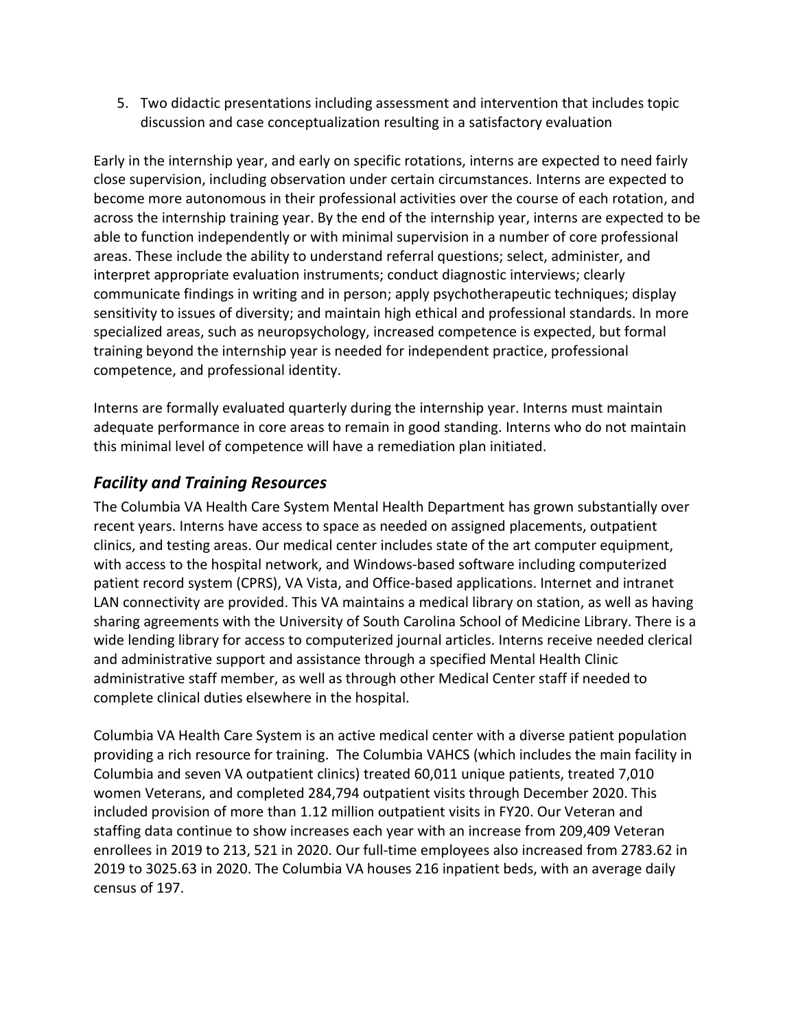5. Two didactic presentations including assessment and intervention that includes topic discussion and case conceptualization resulting in a satisfactory evaluation

Early in the internship year, and early on specific rotations, interns are expected to need fairly close supervision, including observation under certain circumstances. Interns are expected to become more autonomous in their professional activities over the course of each rotation, and across the internship training year. By the end of the internship year, interns are expected to be able to function independently or with minimal supervision in a number of core professional areas. These include the ability to understand referral questions; select, administer, and interpret appropriate evaluation instruments; conduct diagnostic interviews; clearly communicate findings in writing and in person; apply psychotherapeutic techniques; display sensitivity to issues of diversity; and maintain high ethical and professional standards. In more specialized areas, such as neuropsychology, increased competence is expected, but formal training beyond the internship year is needed for independent practice, professional competence, and professional identity.

Interns are formally evaluated quarterly during the internship year. Interns must maintain adequate performance in core areas to remain in good standing. Interns who do not maintain this minimal level of competence will have a remediation plan initiated.

## *Facility and Training Resources*

The Columbia VA Health Care System Mental Health Department has grown substantially over recent years. Interns have access to space as needed on assigned placements, outpatient clinics, and testing areas. Our medical center includes state of the art computer equipment, with access to the hospital network, and Windows-based software including computerized patient record system (CPRS), VA Vista, and Office-based applications. Internet and intranet LAN connectivity are provided. This VA maintains a medical library on station, as well as having sharing agreements with the University of South Carolina School of Medicine Library. There is a wide lending library for access to computerized journal articles. Interns receive needed clerical and administrative support and assistance through a specified Mental Health Clinic administrative staff member, as well as through other Medical Center staff if needed to complete clinical duties elsewhere in the hospital.

Columbia VA Health Care System is an active medical center with a diverse patient population providing a rich resource for training. The Columbia VAHCS (which includes the main facility in Columbia and seven VA outpatient clinics) treated 60,011 unique patients, treated 7,010 women Veterans, and completed 284,794 outpatient visits through December 2020. This included provision of more than 1.12 million outpatient visits in FY20. Our Veteran and staffing data continue to show increases each year with an increase from 209,409 Veteran enrollees in 2019 to 213, 521 in 2020. Our full-time employees also increased from 2783.62 in 2019 to 3025.63 in 2020. The Columbia VA houses 216 inpatient beds, with an average daily census of 197.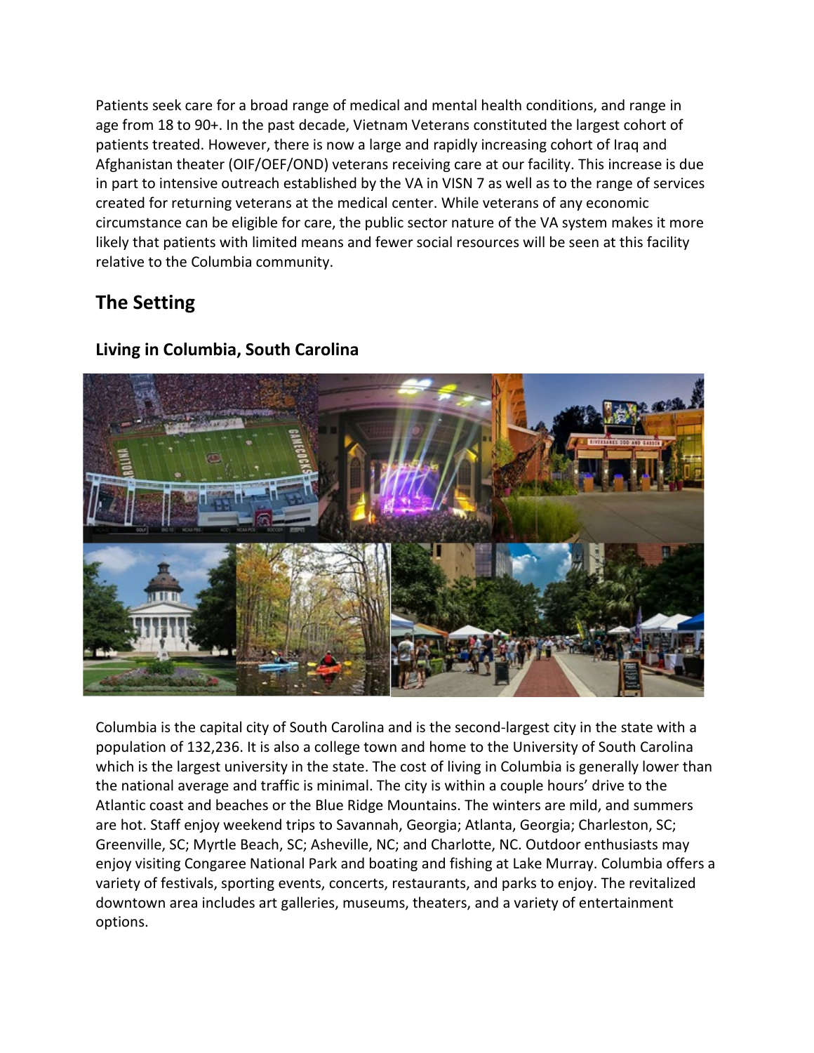Patients seek care for a broad range of medical and mental health conditions, and range in age from 18 to 90+. In the past decade, Vietnam Veterans constituted the largest cohort of patients treated. However, there is now a large and rapidly increasing cohort of Iraq and Afghanistan theater (OIF/OEF/OND) veterans receiving care at our facility. This increase is due in part to intensive outreach established by the VA in VISN 7 as well as to the range of services created for returning veterans at the medical center. While veterans of any economic circumstance can be eligible for care, the public sector nature of the VA system makes it more likely that patients with limited means and fewer social resources will be seen at this facility relative to the Columbia community.

## The Setting

### Living in Columbia, South Carolina

Columbia is the capital city of South Carolina and is the second-largest city in the state with a population of 132,236. It is also a college town and home to the University of South Carolina which is the largest university in the state. The cost of living in Columbia is generally lower than the national average and traffic is minimal. The city is within a couple hours' drive to the Atlantic coast and beaches or the Blue Ridge Mountains. The winters are mild, and summers are hot. Staff enjoy weekend trips to Savannah, Georgia; Atlanta, Georgia; Charleston, SC; Greenville, SC; Myrtle Beach, SC; Asheville, NC; and Charlotte, NC. Outdoor enthusiasts may enjoy visiting Congaree National Park and boating and fishing at Lake Murray. Columbia offers a variety of festivals, sporting events, concerts, restaurants, and parks to enjoy. The revitalized downtown area includes art galleries, museums, theaters, and a variety of entertainment options.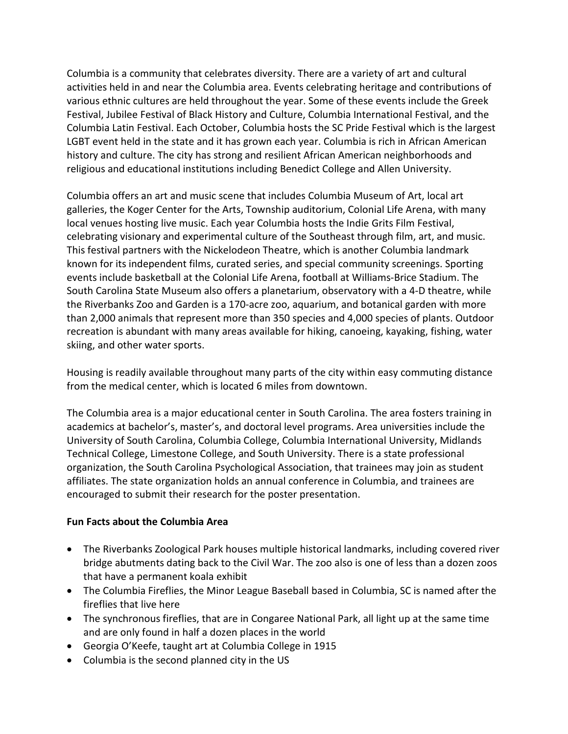Columbia is a community that celebrates diversity. There are a variety of art and cultural activities held in and near the Columbia area. Events celebrating heritage and contributions of various ethnic cultures are held throughout the year. Some of these events include the Greek Festival, Jubilee Festival of Black History and Culture, Columbia International Festival, and the Columbia Latin Festival. Each October, Columbia hosts the SC Pride Festival which is the largest LGBT event held in the state and it has grown each year. Columbia is rich in African American history and culture. The city has strong and resilient African American neighborhoods and religious and educational institutions including Benedict College and Allen University.

Columbia offers an art and music scene that includes Columbia Museum of Art, local art galleries, the Koger Center for the Arts, Township auditorium, Colonial Life Arena, with many local venues hosting live music. Each year Columbia hosts the Indie Grits Film Festival, celebrating visionary and experimental culture of the Southeast through film, art, and music. This festival partners with the Nickelodeon Theatre, which is another Columbia landmark known for its independent films, curated series, and special community screenings. Sporting events include basketball at the Colonial Life Arena, football at Williams-Brice Stadium. The South Carolina State Museum also offers a planetarium, observatory with a 4-D theatre, while the Riverbanks Zoo and Garden is a 170-acre zoo, aquarium, and botanical garden with more than 2,000 animals that represent more than 350 species and 4,000 species of plants. Outdoor recreation is abundant with many areas available for hiking, canoeing, kayaking, fishing, water skiing, and other water sports.

Housing is readily available throughout many parts of the city within easy commuting distance from the medical center, which is located 6 miles from downtown.

The Columbia area is a major educational center in South Carolina. The area fosters training in academics at bachelor's, master's, and doctoral level programs. Area universities include the University of South Carolina, Columbia College, Columbia International University, Midlands Technical College, Limestone College, and South University. There is a state professional organization, the South Carolina Psychological Association, that trainees may join as student affiliates. The state organization holds an annual conference in Columbia, and trainees are encouraged to submit their research for the poster presentation.

**Fun Facts about the Columbia Area**

- The Riverbanks Zoological Park houses multiple historical landmarks, including covered river bridge abutments dating back to the Civil War. The zoo also is one of less than a dozen zoos that have a permanent koala exhibit
- The Columbia Fireflies, the Minor League Baseball based in Columbia, SC is named after the fireflies that live here
- The synchronous fireflies, that are in Congaree National Park, all light up at the same time and are only found in half a dozen places in the world
- Georgia O'Keefe, taught art at Columbia College in 1915
- Columbia is the second planned city in the US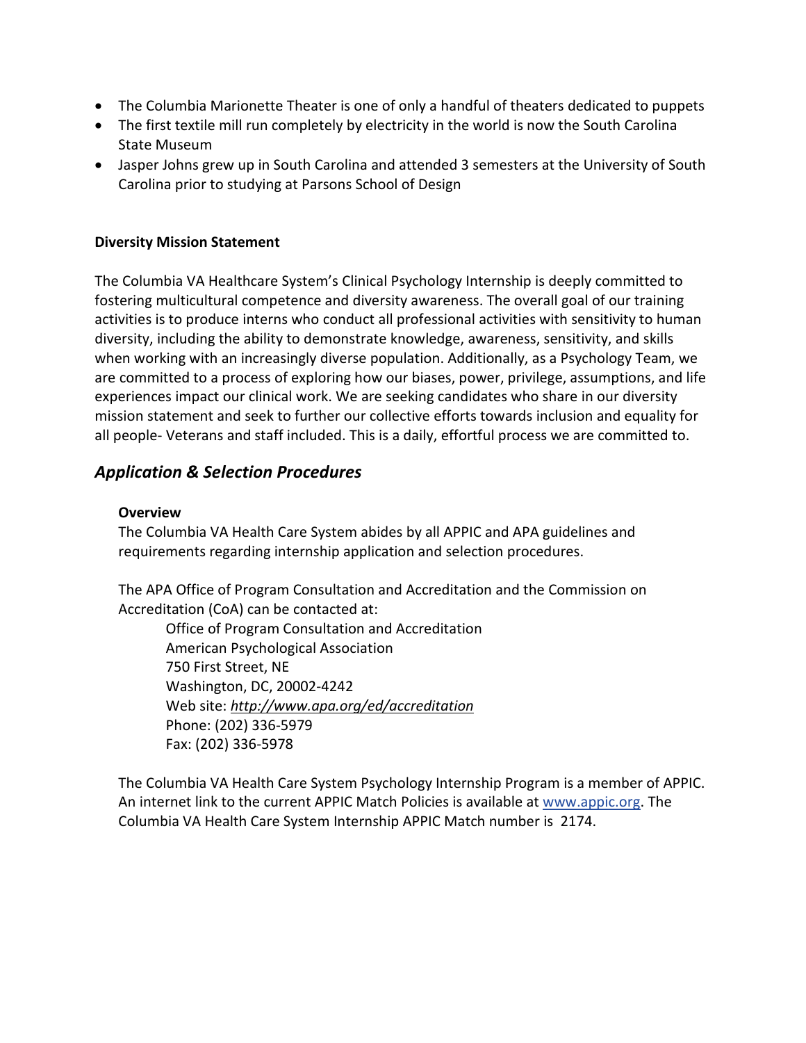- The Columbia Marionette Theater is one of only a handful of theaters dedicated to puppets
- The first textile mill run completely by electricity in the world is now the South Carolina State Museum
- Jasper Johns grew up in South Carolina and attended 3 semesters at the University of South Carolina prior to studying at Parsons School of Design

**Diversity Mission Statement**

The Columbia VA Healthcare System's Clinical Psychology Internship is deeply committed to fostering multicultural competence and diversity awareness. The overall goal of our training activities is to produce interns who conduct all professional activities with sensitivity to human diversity, including the ability to demonstrate knowledge, awareness, sensitivity, and skills when working with an increasingly diverse population. Additionally, as a Psychology Team, we are committed to a process of exploring how our biases, power, privilege, assumptions, and life experiences impact our clinical work. We are seeking candidates who share in our diversity mission statement and seek to further our collective efforts towards inclusion and equality for all people- Veterans and staff included. This is a daily, effortful process we are committed to.

## *Application & Selection Procedures*

**Overview**

The Columbia VA Health Care System abides by all APPIC and APA guidelines and requirements regarding internship application and selection procedures.

The APA Office of Program Consultation and Accreditation and the Commission on Accreditation (CoA) can be contacted at:

Office of Program Consultation and Accreditation
American Psychological Association
750 First Street, NE
Washington, DC, 20002-4242
Web site: *http://www.apa.org/ed/accreditation*
Phone: (202) 336-5979
Fax: (202) 336-5978

The Columbia VA Health Care System Psychology Internship Program is a member of APPIC. An internet link to the current APPIC Match Policies is available at www.appic.org. The Columbia VA Health Care System Internship APPIC Match number is 2174.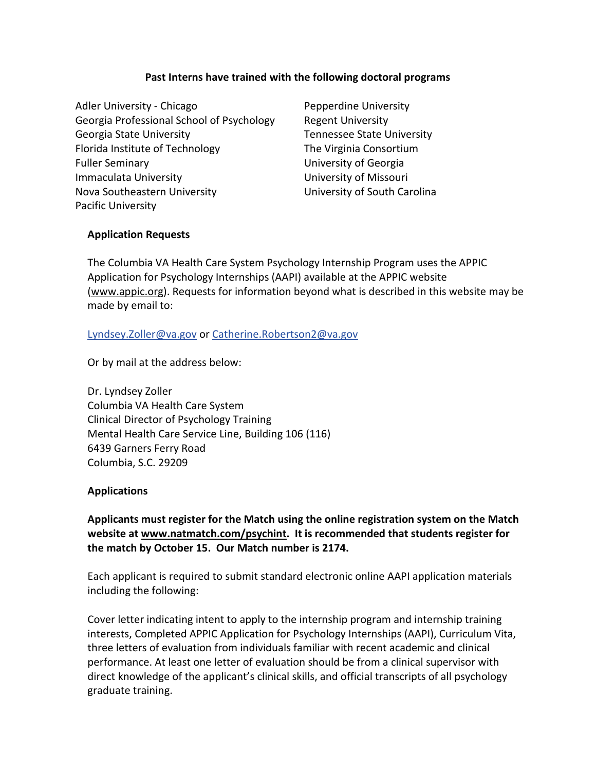**Past Interns have trained with the following doctoral programs**

Adler University - Chicago
Georgia Professional School of Psychology
Georgia State University
Florida Institute of Technology
Fuller Seminary
Immaculata University
Nova Southeastern University
Pacific University
Pepperdine University
Regent University
Tennessee State University
The Virginia Consortium
University of Georgia
University of Missouri
University of South Carolina

**Application Requests**

The Columbia VA Health Care System Psychology Internship Program uses the APPIC Application for Psychology Internships (AAPI) available at the APPIC website (www.appic.org). Requests for information beyond what is described in this website may be made by email to:

Lyndsey.Zoller@va.gov or Catherine.Robertson2@va.gov

Or by mail at the address below:

Dr. Lyndsey Zoller
Columbia VA Health Care System
Clinical Director of Psychology Training
Mental Health Care Service Line, Building 106 (116)
6439 Garners Ferry Road
Columbia, S.C. 29209

**Applications**

**Applicants must register for the Match using the online registration system on the Match website at www.natmatch.com/psychint. It is recommended that students register for the match by October 15. Our Match number is 2174.**

Each applicant is required to submit standard electronic online AAPI application materials including the following:

Cover letter indicating intent to apply to the internship program and internship training interests, Completed APPIC Application for Psychology Internships (AAPI), Curriculum Vita, three letters of evaluation from individuals familiar with recent academic and clinical performance. At least one letter of evaluation should be from a clinical supervisor with direct knowledge of the applicant's clinical skills, and official transcripts of all psychology graduate training.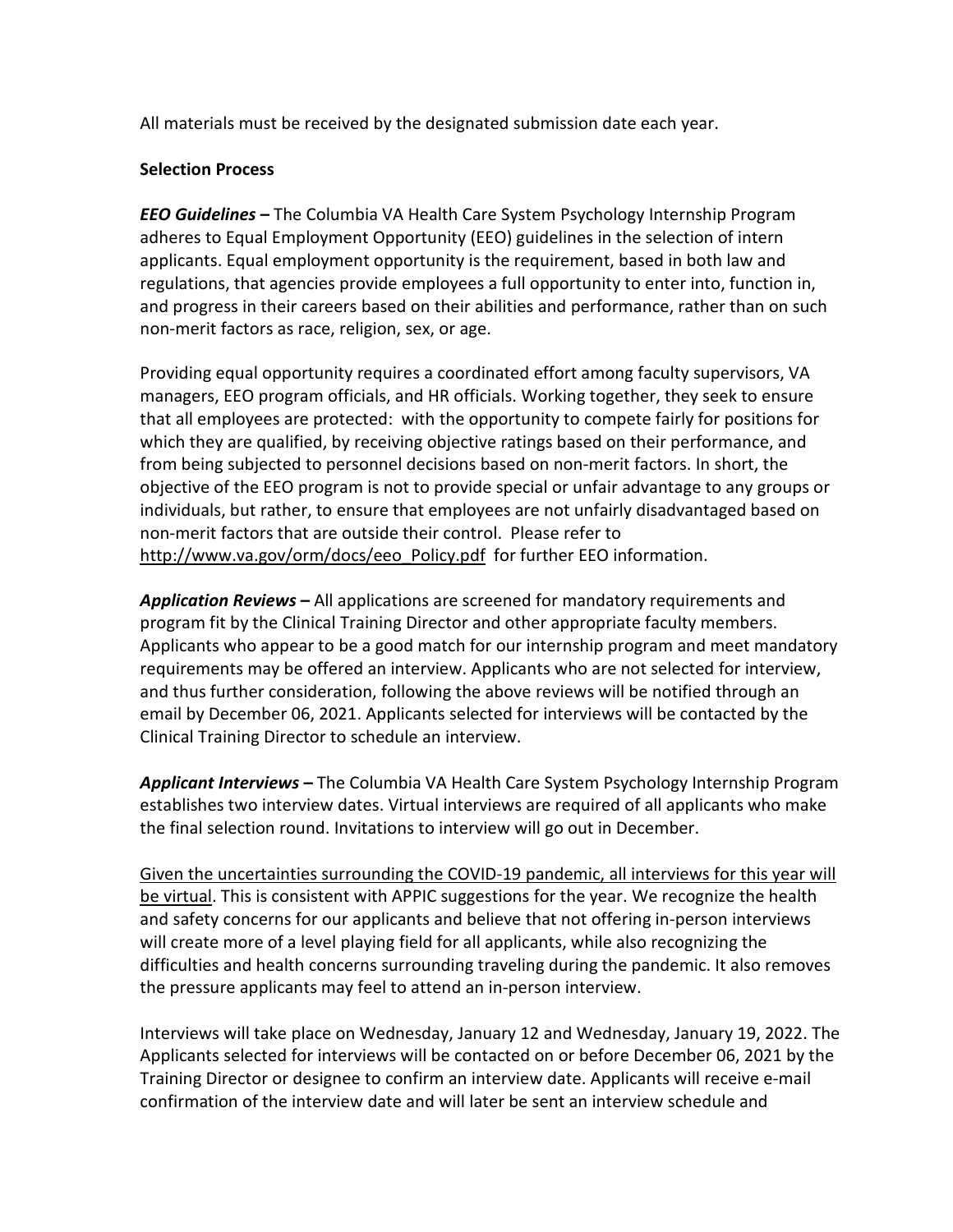All materials must be received by the designated submission date each year.

**Selection Process**

***EEO Guidelines –*** The Columbia VA Health Care System Psychology Internship Program adheres to Equal Employment Opportunity (EEO) guidelines in the selection of intern applicants. Equal employment opportunity is the requirement, based in both law and regulations, that agencies provide employees a full opportunity to enter into, function in, and progress in their careers based on their abilities and performance, rather than on such non-merit factors as race, religion, sex, or age.

Providing equal opportunity requires a coordinated effort among faculty supervisors, VA managers, EEO program officials, and HR officials. Working together, they seek to ensure that all employees are protected: with the opportunity to compete fairly for positions for which they are qualified, by receiving objective ratings based on their performance, and from being subjected to personnel decisions based on non-merit factors. In short, the objective of the EEO program is not to provide special or unfair advantage to any groups or individuals, but rather, to ensure that employees are not unfairly disadvantaged based on non-merit factors that are outside their control. Please refer to http://www.va.gov/orm/docs/eeo_Policy.pdf for further EEO information.

***Application Reviews –*** All applications are screened for mandatory requirements and program fit by the Clinical Training Director and other appropriate faculty members. Applicants who appear to be a good match for our internship program and meet mandatory requirements may be offered an interview. Applicants who are not selected for interview, and thus further consideration, following the above reviews will be notified through an email by December 06, 2021. Applicants selected for interviews will be contacted by the Clinical Training Director to schedule an interview.

***Applicant Interviews –*** The Columbia VA Health Care System Psychology Internship Program establishes two interview dates. Virtual interviews are required of all applicants who make the final selection round. Invitations to interview will go out in December.

Given the uncertainties surrounding the COVID-19 pandemic, all interviews for this year will be virtual. This is consistent with APPIC suggestions for the year. We recognize the health and safety concerns for our applicants and believe that not offering in-person interviews will create more of a level playing field for all applicants, while also recognizing the difficulties and health concerns surrounding traveling during the pandemic. It also removes the pressure applicants may feel to attend an in-person interview.

Interviews will take place on Wednesday, January 12 and Wednesday, January 19, 2022. The Applicants selected for interviews will be contacted on or before December 06, 2021 by the Training Director or designee to confirm an interview date. Applicants will receive e-mail confirmation of the interview date and will later be sent an interview schedule and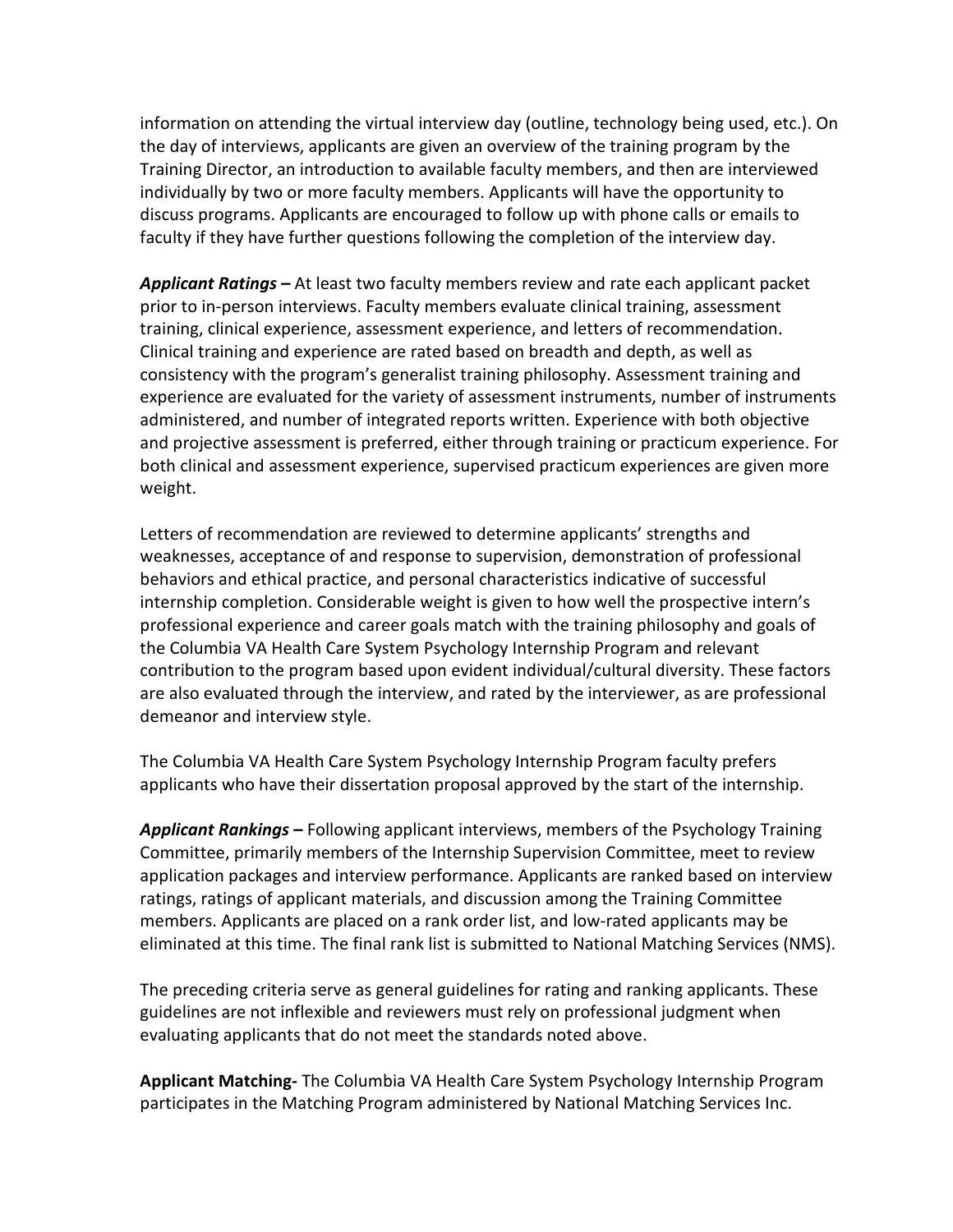information on attending the virtual interview day (outline, technology being used, etc.). On the day of interviews, applicants are given an overview of the training program by the Training Director, an introduction to available faculty members, and then are interviewed individually by two or more faculty members. Applicants will have the opportunity to discuss programs. Applicants are encouraged to follow up with phone calls or emails to faculty if they have further questions following the completion of the interview day.

***Applicant Ratings –*** At least two faculty members review and rate each applicant packet prior to in-person interviews. Faculty members evaluate clinical training, assessment training, clinical experience, assessment experience, and letters of recommendation. Clinical training and experience are rated based on breadth and depth, as well as consistency with the program's generalist training philosophy. Assessment training and experience are evaluated for the variety of assessment instruments, number of instruments administered, and number of integrated reports written. Experience with both objective and projective assessment is preferred, either through training or practicum experience. For both clinical and assessment experience, supervised practicum experiences are given more weight.

Letters of recommendation are reviewed to determine applicants' strengths and weaknesses, acceptance of and response to supervision, demonstration of professional behaviors and ethical practice, and personal characteristics indicative of successful internship completion. Considerable weight is given to how well the prospective intern's professional experience and career goals match with the training philosophy and goals of the Columbia VA Health Care System Psychology Internship Program and relevant contribution to the program based upon evident individual/cultural diversity. These factors are also evaluated through the interview, and rated by the interviewer, as are professional demeanor and interview style.

The Columbia VA Health Care System Psychology Internship Program faculty prefers applicants who have their dissertation proposal approved by the start of the internship.

***Applicant Rankings –*** Following applicant interviews, members of the Psychology Training Committee, primarily members of the Internship Supervision Committee, meet to review application packages and interview performance. Applicants are ranked based on interview ratings, ratings of applicant materials, and discussion among the Training Committee members. Applicants are placed on a rank order list, and low-rated applicants may be eliminated at this time. The final rank list is submitted to National Matching Services (NMS).

The preceding criteria serve as general guidelines for rating and ranking applicants. These guidelines are not inflexible and reviewers must rely on professional judgment when evaluating applicants that do not meet the standards noted above.

**Applicant Matching-** The Columbia VA Health Care System Psychology Internship Program participates in the Matching Program administered by National Matching Services Inc.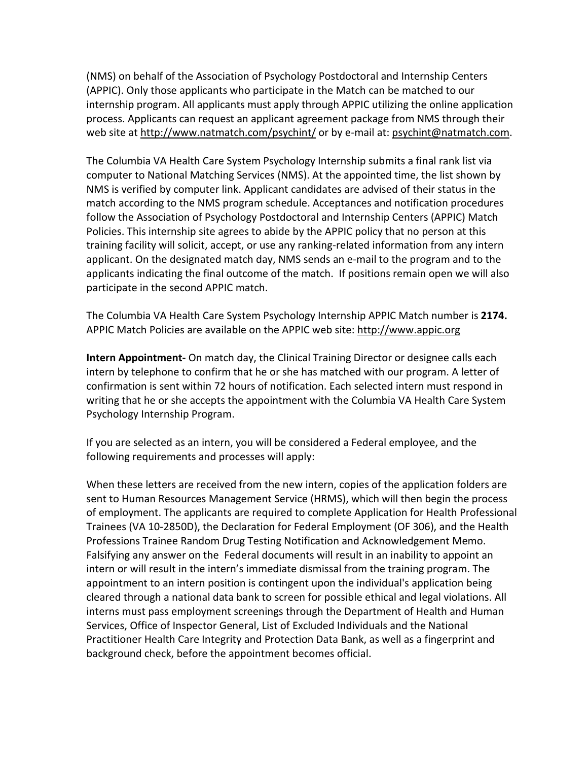(NMS) on behalf of the Association of Psychology Postdoctoral and Internship Centers (APPIC). Only those applicants who participate in the Match can be matched to our internship program. All applicants must apply through APPIC utilizing the online application process. Applicants can request an applicant agreement package from NMS through their web site at http://www.natmatch.com/psychint/ or by e-mail at: psychint@natmatch.com.

The Columbia VA Health Care System Psychology Internship submits a final rank list via computer to National Matching Services (NMS). At the appointed time, the list shown by NMS is verified by computer link. Applicant candidates are advised of their status in the match according to the NMS program schedule. Acceptances and notification procedures follow the Association of Psychology Postdoctoral and Internship Centers (APPIC) Match Policies. This internship site agrees to abide by the APPIC policy that no person at this training facility will solicit, accept, or use any ranking-related information from any intern applicant. On the designated match day, NMS sends an e-mail to the program and to the applicants indicating the final outcome of the match. If positions remain open we will also participate in the second APPIC match.

The Columbia VA Health Care System Psychology Internship APPIC Match number is **2174.** APPIC Match Policies are available on the APPIC web site: http://www.appic.org

**Intern Appointment-** On match day, the Clinical Training Director or designee calls each intern by telephone to confirm that he or she has matched with our program. A letter of confirmation is sent within 72 hours of notification. Each selected intern must respond in writing that he or she accepts the appointment with the Columbia VA Health Care System Psychology Internship Program.

If you are selected as an intern, you will be considered a Federal employee, and the following requirements and processes will apply:

When these letters are received from the new intern, copies of the application folders are sent to Human Resources Management Service (HRMS), which will then begin the process of employment. The applicants are required to complete Application for Health Professional Trainees (VA 10-2850D), the Declaration for Federal Employment (OF 306), and the Health Professions Trainee Random Drug Testing Notification and Acknowledgement Memo. Falsifying any answer on the Federal documents will result in an inability to appoint an intern or will result in the intern's immediate dismissal from the training program. The appointment to an intern position is contingent upon the individual's application being cleared through a national data bank to screen for possible ethical and legal violations. All interns must pass employment screenings through the Department of Health and Human Services, Office of Inspector General, List of Excluded Individuals and the National Practitioner Health Care Integrity and Protection Data Bank, as well as a fingerprint and background check, before the appointment becomes official.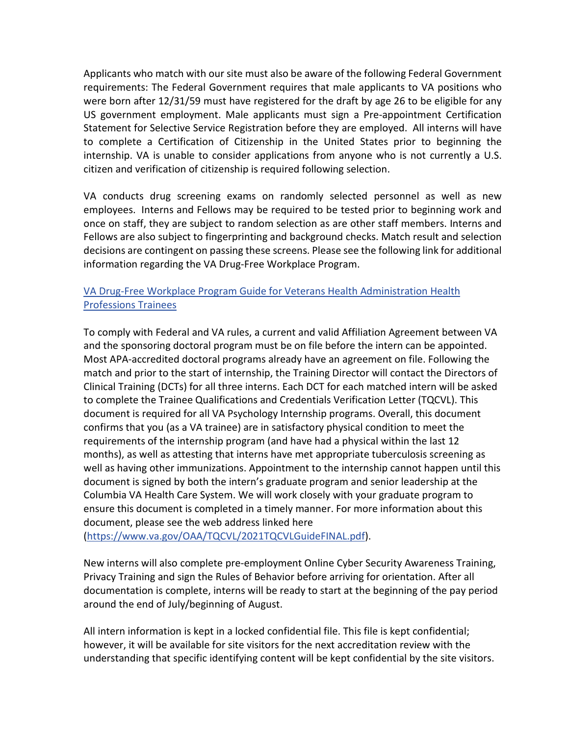Applicants who match with our site must also be aware of the following Federal Government requirements: The Federal Government requires that male applicants to VA positions who were born after 12/31/59 must have registered for the draft by age 26 to be eligible for any US government employment. Male applicants must sign a Pre-appointment Certification Statement for Selective Service Registration before they are employed. All interns will have to complete a Certification of Citizenship in the United States prior to beginning the internship. VA is unable to consider applications from anyone who is not currently a U.S. citizen and verification of citizenship is required following selection.

VA conducts drug screening exams on randomly selected personnel as well as new employees. Interns and Fellows may be required to be tested prior to beginning work and once on staff, they are subject to random selection as are other staff members. Interns and Fellows are also subject to fingerprinting and background checks. Match result and selection decisions are contingent on passing these screens. Please see the following link for additional information regarding the VA Drug-Free Workplace Program.

[VA Drug-Free Workplace Program Guide for Veterans Health Administration Health Professions Trainees]

To comply with Federal and VA rules, a current and valid Affiliation Agreement between VA and the sponsoring doctoral program must be on file before the intern can be appointed. Most APA-accredited doctoral programs already have an agreement on file. Following the match and prior to the start of internship, the Training Director will contact the Directors of Clinical Training (DCTs) for all three interns. Each DCT for each matched intern will be asked to complete the Trainee Qualifications and Credentials Verification Letter (TQCVL). This document is required for all VA Psychology Internship programs. Overall, this document confirms that you (as a VA trainee) are in satisfactory physical condition to meet the requirements of the internship program (and have had a physical within the last 12 months), as well as attesting that interns have met appropriate tuberculosis screening as well as having other immunizations. Appointment to the internship cannot happen until this document is signed by both the intern's graduate program and senior leadership at the Columbia VA Health Care System. We will work closely with your graduate program to ensure this document is completed in a timely manner. For more information about this document, please see the web address linked here (https://www.va.gov/OAA/TQCVL/2021TQCVLGuideFINAL.pdf).

New interns will also complete pre-employment Online Cyber Security Awareness Training, Privacy Training and sign the Rules of Behavior before arriving for orientation. After all documentation is complete, interns will be ready to start at the beginning of the pay period around the end of July/beginning of August.

All intern information is kept in a locked confidential file. This file is kept confidential; however, it will be available for site visitors for the next accreditation review with the understanding that specific identifying content will be kept confidential by the site visitors.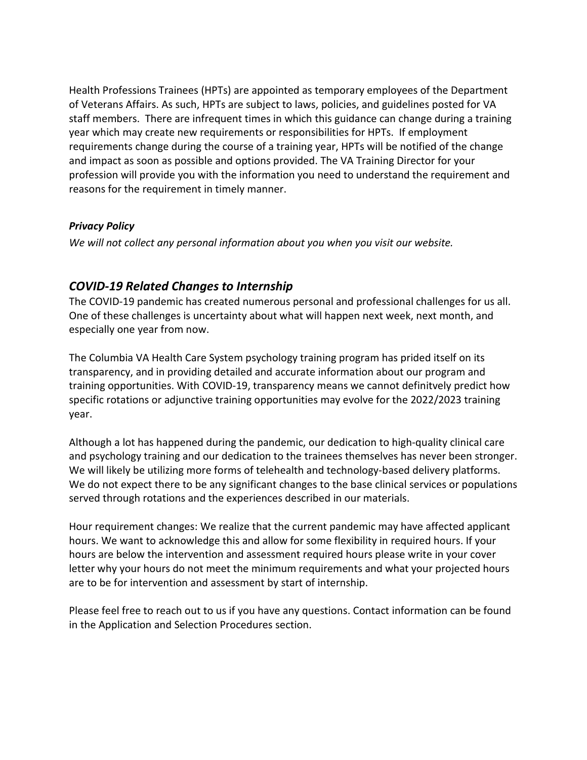Health Professions Trainees (HPTs) are appointed as temporary employees of the Department of Veterans Affairs. As such, HPTs are subject to laws, policies, and guidelines posted for VA staff members. There are infrequent times in which this guidance can change during a training year which may create new requirements or responsibilities for HPTs. If employment requirements change during the course of a training year, HPTs will be notified of the change and impact as soon as possible and options provided. The VA Training Director for your profession will provide you with the information you need to understand the requirement and reasons for the requirement in timely manner.

***Privacy Policy***

*We will not collect any personal information about you when you visit our website.*

## *COVID-19 Related Changes to Internship*

The COVID-19 pandemic has created numerous personal and professional challenges for us all. One of these challenges is uncertainty about what will happen next week, next month, and especially one year from now.

The Columbia VA Health Care System psychology training program has prided itself on its transparency, and in providing detailed and accurate information about our program and training opportunities. With COVID-19, transparency means we cannot definitvely predict how specific rotations or adjunctive training opportunities may evolve for the 2022/2023 training year.

Although a lot has happened during the pandemic, our dedication to high-quality clinical care and psychology training and our dedication to the trainees themselves has never been stronger. We will likely be utilizing more forms of telehealth and technology-based delivery platforms. We do not expect there to be any significant changes to the base clinical services or populations served through rotations and the experiences described in our materials.

Hour requirement changes: We realize that the current pandemic may have affected applicant hours. We want to acknowledge this and allow for some flexibility in required hours. If your hours are below the intervention and assessment required hours please write in your cover letter why your hours do not meet the minimum requirements and what your projected hours are to be for intervention and assessment by start of internship.

Please feel free to reach out to us if you have any questions. Contact information can be found in the Application and Selection Procedures section.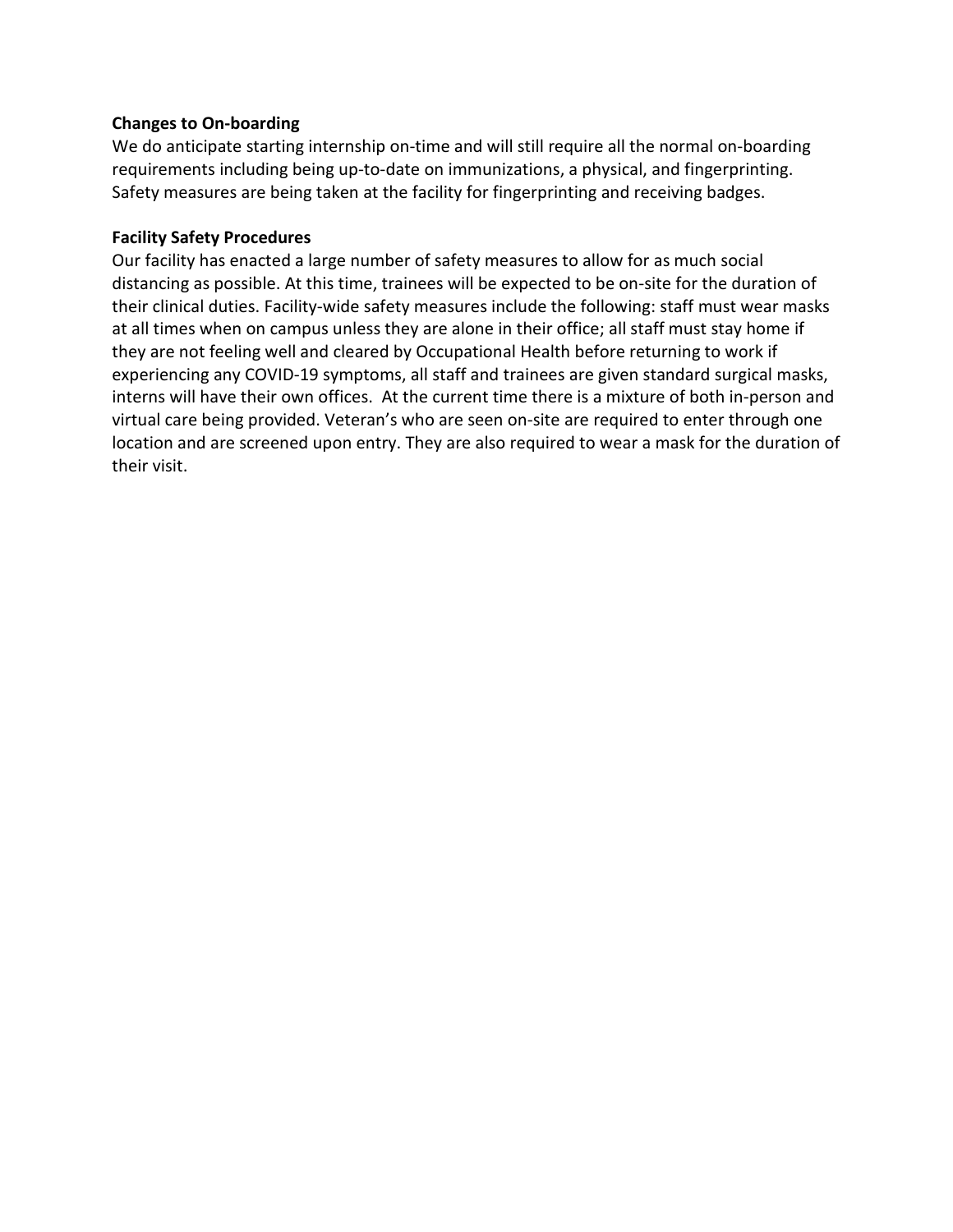**Changes to On-boarding**

We do anticipate starting internship on-time and will still require all the normal on-boarding requirements including being up-to-date on immunizations, a physical, and fingerprinting. Safety measures are being taken at the facility for fingerprinting and receiving badges.

**Facility Safety Procedures**

Our facility has enacted a large number of safety measures to allow for as much social distancing as possible. At this time, trainees will be expected to be on-site for the duration of their clinical duties. Facility-wide safety measures include the following: staff must wear masks at all times when on campus unless they are alone in their office; all staff must stay home if they are not feeling well and cleared by Occupational Health before returning to work if experiencing any COVID-19 symptoms, all staff and trainees are given standard surgical masks, interns will have their own offices. At the current time there is a mixture of both in-person and virtual care being provided. Veteran's who are seen on-site are required to enter through one location and are screened upon entry. They are also required to wear a mask for the duration of their visit.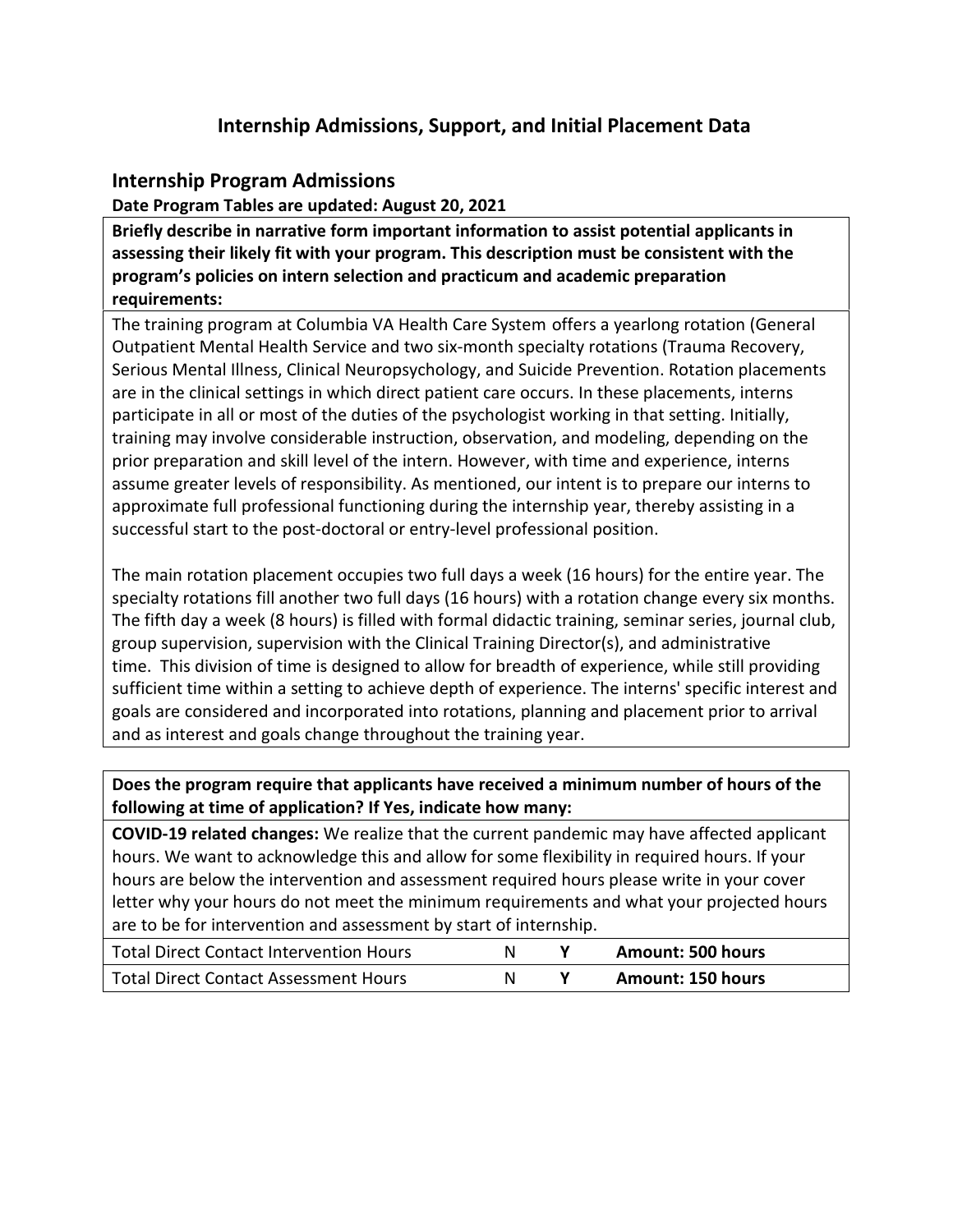# Internship Admissions, Support, and Initial Placement Data

## Internship Program Admissions

**Date Program Tables are updated: August 20, 2021**

**Briefly describe in narrative form important information to assist potential applicants in assessing their likely fit with your program. This description must be consistent with the program's policies on intern selection and practicum and academic preparation requirements:**

The training program at Columbia VA Health Care System offers a yearlong rotation (General Outpatient Mental Health Service and two six-month specialty rotations (Trauma Recovery, Serious Mental Illness, Clinical Neuropsychology, and Suicide Prevention. Rotation placements are in the clinical settings in which direct patient care occurs. In these placements, interns participate in all or most of the duties of the psychologist working in that setting. Initially, training may involve considerable instruction, observation, and modeling, depending on the prior preparation and skill level of the intern. However, with time and experience, interns assume greater levels of responsibility. As mentioned, our intent is to prepare our interns to approximate full professional functioning during the internship year, thereby assisting in a successful start to the post-doctoral or entry-level professional position.

The main rotation placement occupies two full days a week (16 hours) for the entire year. The specialty rotations fill another two full days (16 hours) with a rotation change every six months. The fifth day a week (8 hours) is filled with formal didactic training, seminar series, journal club, group supervision, supervision with the Clinical Training Director(s), and administrative time. This division of time is designed to allow for breadth of experience, while still providing sufficient time within a setting to achieve depth of experience. The interns' specific interest and goals are considered and incorporated into rotations, planning and placement prior to arrival and as interest and goals change throughout the training year.

**Does the program require that applicants have received a minimum number of hours of the following at time of application? If Yes, indicate how many:**

**COVID-19 related changes:** We realize that the current pandemic may have affected applicant hours. We want to acknowledge this and allow for some flexibility in required hours. If your hours are below the intervention and assessment required hours please write in your cover letter why your hours do not meet the minimum requirements and what your projected hours are to be for intervention and assessment by start of internship.

| | | | |
|---|---|---|---|
| Total Direct Contact Intervention Hours | N | **Y** | **Amount: 500 hours** |
| Total Direct Contact Assessment Hours | N | **Y** | **Amount: 150 hours** |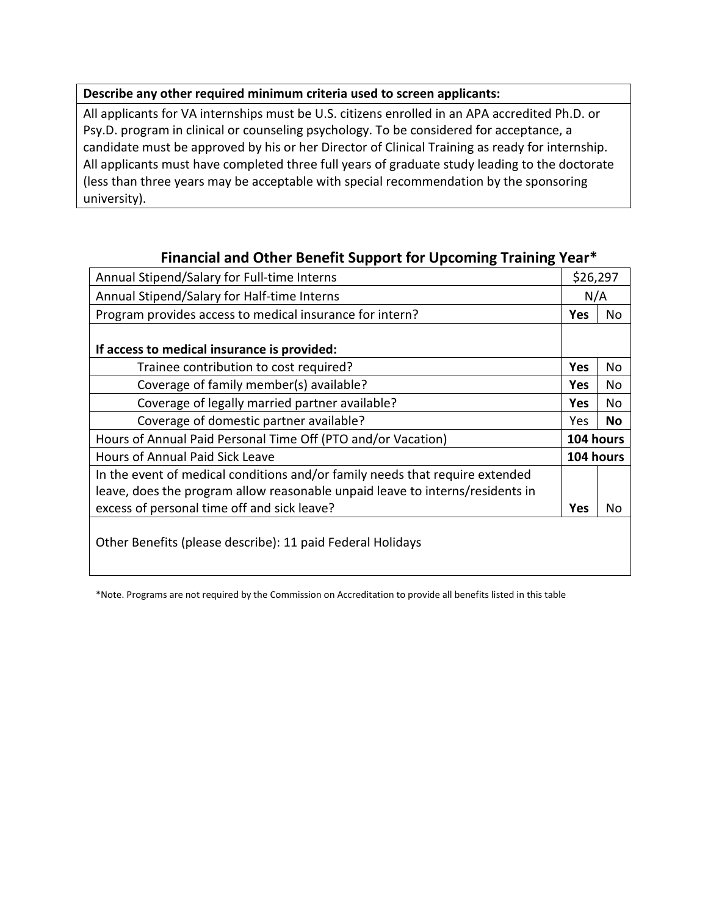| Describe any other required minimum criteria used to screen applicants: |
|---|
| All applicants for VA internships must be U.S. citizens enrolled in an APA accredited Ph.D. or Psy.D. program in clinical or counseling psychology. To be considered for acceptance, a candidate must be approved by his or her Director of Clinical Training as ready for internship. All applicants must have completed three full years of graduate study leading to the doctorate (less than three years may be acceptable with special recommendation by the sponsoring university). |

## Financial and Other Benefit Support for Upcoming Training Year*

| | | |
|---|---|---|
| Annual Stipend/Salary for Full-time Interns | $26,297 | |
| Annual Stipend/Salary for Half-time Interns | N/A | |
| Program provides access to medical insurance for intern? | **Yes** | No |
| **If access to medical insurance is provided:** | | |
| Trainee contribution to cost required? | **Yes** | No |
| Coverage of family member(s) available? | **Yes** | No |
| Coverage of legally married partner available? | **Yes** | No |
| Coverage of domestic partner available? | Yes | **No** |
| Hours of Annual Paid Personal Time Off (PTO and/or Vacation) | **104 hours** | |
| Hours of Annual Paid Sick Leave | **104 hours** | |
| In the event of medical conditions and/or family needs that require extended leave, does the program allow reasonable unpaid leave to interns/residents in excess of personal time off and sick leave? | **Yes** | No |
| Other Benefits (please describe): 11 paid Federal Holidays | | |

*Note. Programs are not required by the Commission on Accreditation to provide all benefits listed in this table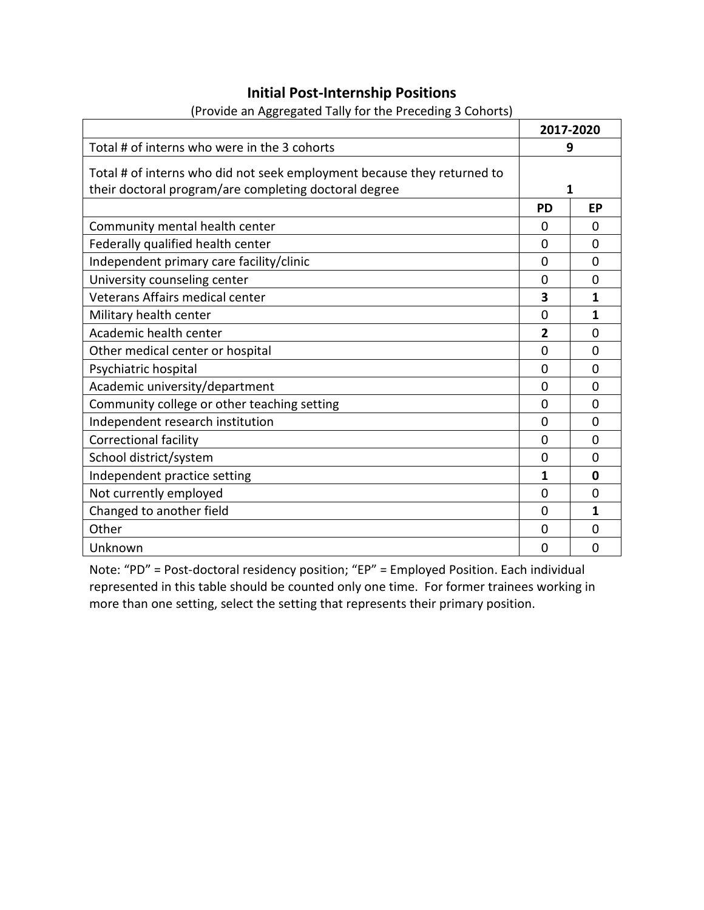## Initial Post-Internship Positions

(Provide an Aggregated Tally for the Preceding 3 Cohorts)

| | 2017-2020 | |
|---|---|---|
| Total # of interns who were in the 3 cohorts | **9** | |
| Total # of interns who did not seek employment because they returned to their doctoral program/are completing doctoral degree | **1** | |
| | **PD** | **EP** |
| Community mental health center | 0 | 0 |
| Federally qualified health center | 0 | 0 |
| Independent primary care facility/clinic | 0 | 0 |
| University counseling center | 0 | 0 |
| Veterans Affairs medical center | **3** | **1** |
| Military health center | 0 | **1** |
| Academic health center | **2** | 0 |
| Other medical center or hospital | 0 | 0 |
| Psychiatric hospital | 0 | 0 |
| Academic university/department | 0 | 0 |
| Community college or other teaching setting | 0 | 0 |
| Independent research institution | 0 | 0 |
| Correctional facility | 0 | 0 |
| School district/system | 0 | 0 |
| Independent practice setting | **1** | **0** |
| Not currently employed | 0 | 0 |
| Changed to another field | 0 | **1** |
| Other | 0 | 0 |
| Unknown | 0 | 0 |

Note: "PD" = Post-doctoral residency position; "EP" = Employed Position. Each individual represented in this table should be counted only one time. For former trainees working in more than one setting, select the setting that represents their primary position.